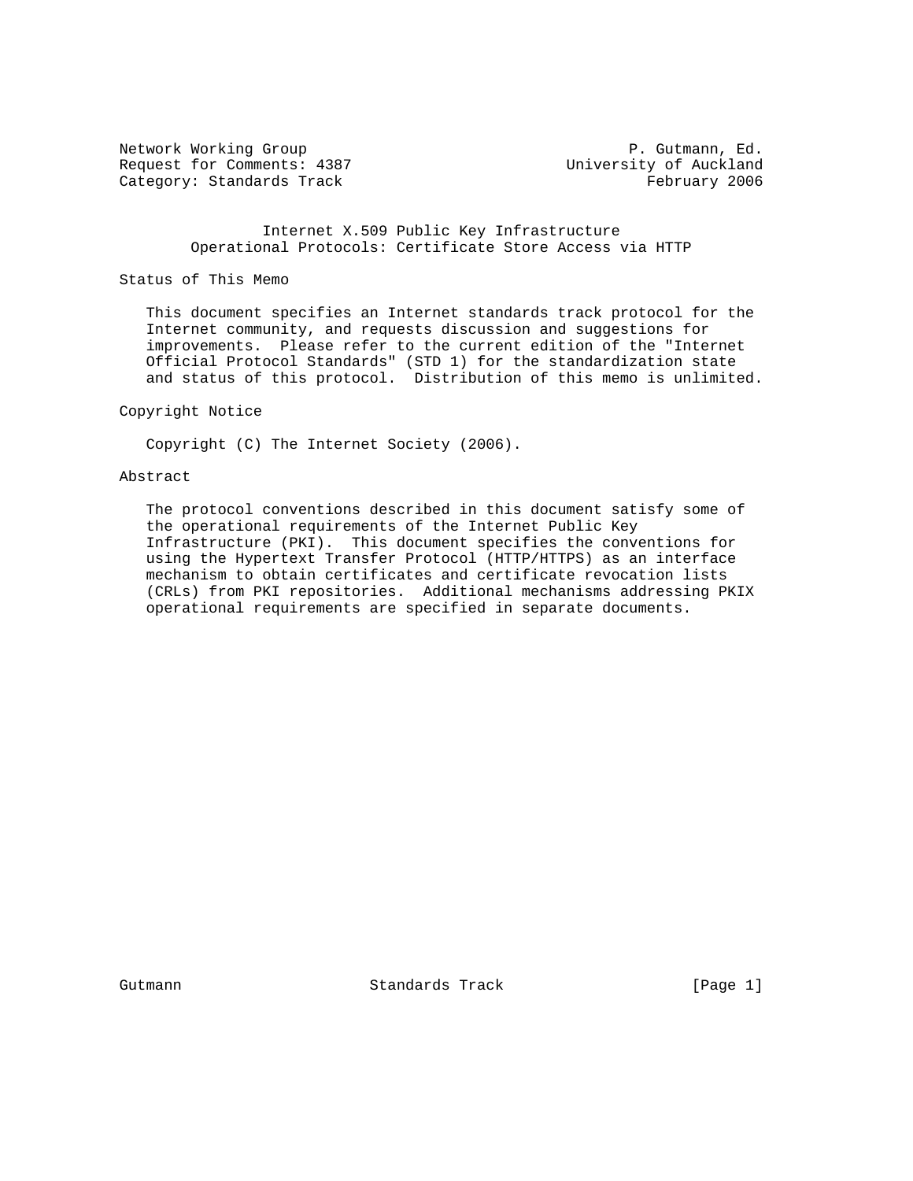Network Working Group P. Gutmann, Ed.
Request for Comments: 4387 University of Auckland
Category: Standards Track February 2006

# Internet X.509 Public Key Infrastructure
# Operational Protocols: Certificate Store Access via HTTP

## Status of This Memo

This document specifies an Internet standards track protocol for the Internet community, and requests discussion and suggestions for improvements. Please refer to the current edition of the "Internet Official Protocol Standards" (STD 1) for the standardization state and status of this protocol. Distribution of this memo is unlimited.

## Copyright Notice

Copyright (C) The Internet Society (2006).

## Abstract

The protocol conventions described in this document satisfy some of the operational requirements of the Internet Public Key Infrastructure (PKI). This document specifies the conventions for using the Hypertext Transfer Protocol (HTTP/HTTPS) as an interface mechanism to obtain certificates and certificate revocation lists (CRLs) from PKI repositories. Additional mechanisms addressing PKIX operational requirements are specified in separate documents.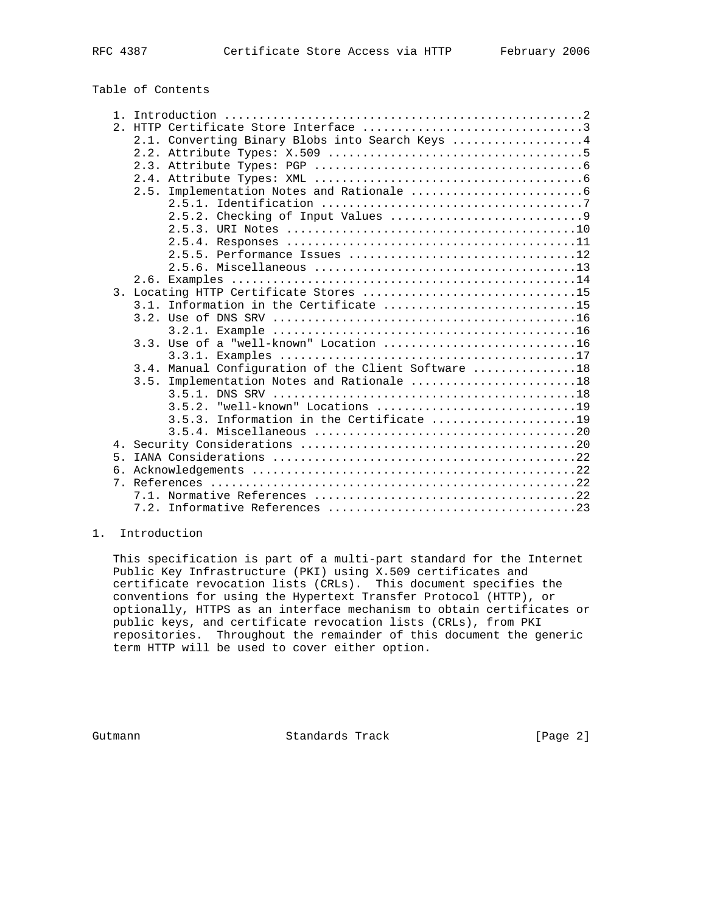Table of Contents

```
   1. Introduction ....................................................2
   2. HTTP Certificate Store Interface ................................3
      2.1. Converting Binary Blobs into Search Keys ...................4
      2.2. Attribute Types: X.509 .....................................5
      2.3. Attribute Types: PGP .......................................6
      2.4. Attribute Types: XML .......................................6
      2.5. Implementation Notes and Rationale .........................6
           2.5.1. Identification ......................................7
           2.5.2. Checking of Input Values ............................9
           2.5.3. URI Notes ..........................................10
           2.5.4. Responses ..........................................11
           2.5.5. Performance Issues .................................12
           2.5.6. Miscellaneous ......................................13
      2.6. Examples ..................................................14
   3. Locating HTTP Certificate Stores ...............................15
      3.1. Information in the Certificate ............................15
      3.2. Use of DNS SRV ............................................16
           3.2.1. Example ............................................16
      3.3. Use of a "well-known" Location ............................16
           3.3.1. Examples ...........................................17
      3.4. Manual Configuration of the Client Software ...............18
      3.5. Implementation Notes and Rationale ........................18
           3.5.1. DNS SRV ............................................18
           3.5.2. "well-known" Locations .............................19
           3.5.3. Information in the Certificate .....................19
           3.5.4. Miscellaneous ......................................20
   4. Security Considerations ........................................20
   5. IANA Considerations ............................................22
   6. Acknowledgements ...............................................22
   7. References .....................................................22
      7.1. Normative References ......................................22
      7.2. Informative References ....................................23
```

# 1. Introduction

This specification is part of a multi-part standard for the Internet Public Key Infrastructure (PKI) using X.509 certificates and certificate revocation lists (CRLs). This document specifies the conventions for using the Hypertext Transfer Protocol (HTTP), or optionally, HTTPS as an interface mechanism to obtain certificates or public keys, and certificate revocation lists (CRLs), from PKI repositories. Throughout the remainder of this document the generic term HTTP will be used to cover either option.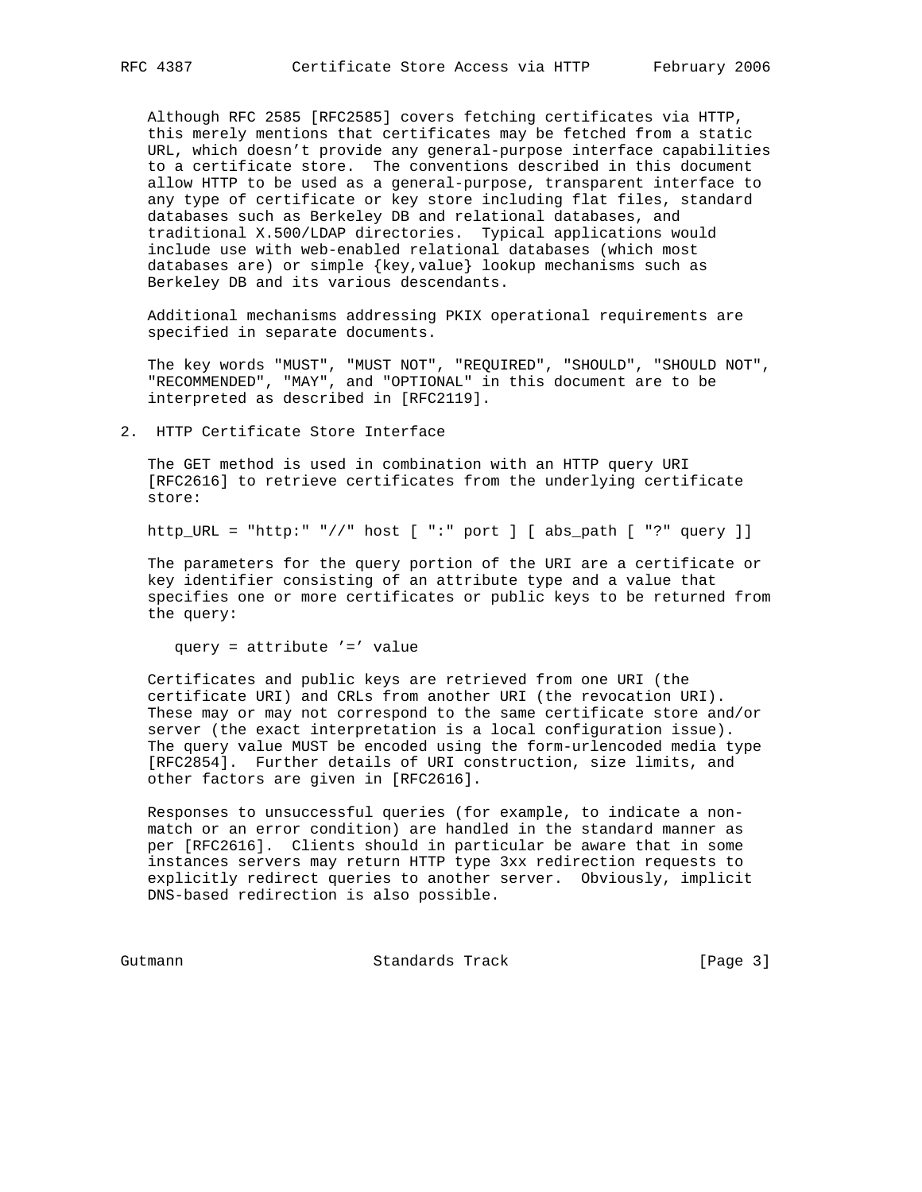Although RFC 2585 [RFC2585] covers fetching certificates via HTTP, this merely mentions that certificates may be fetched from a static URL, which doesn't provide any general-purpose interface capabilities to a certificate store. The conventions described in this document allow HTTP to be used as a general-purpose, transparent interface to any type of certificate or key store including flat files, standard databases such as Berkeley DB and relational databases, and traditional X.500/LDAP directories. Typical applications would include use with web-enabled relational databases (which most databases are) or simple {key,value} lookup mechanisms such as Berkeley DB and its various descendants.

Additional mechanisms addressing PKIX operational requirements are specified in separate documents.

The key words "MUST", "MUST NOT", "REQUIRED", "SHOULD", "SHOULD NOT", "RECOMMENDED", "MAY", and "OPTIONAL" in this document are to be interpreted as described in [RFC2119].

## 2. HTTP Certificate Store Interface

The GET method is used in combination with an HTTP query URI [RFC2616] to retrieve certificates from the underlying certificate store:

```
http_URL = "http:" "//" host [ ":" port ] [ abs_path [ "?" query ]]
```

The parameters for the query portion of the URI are a certificate or key identifier consisting of an attribute type and a value that specifies one or more certificates or public keys to be returned from the query:

```
query = attribute '=' value
```

Certificates and public keys are retrieved from one URI (the certificate URI) and CRLs from another URI (the revocation URI). These may or may not correspond to the same certificate store and/or server (the exact interpretation is a local configuration issue). The query value MUST be encoded using the form-urlencoded media type [RFC2854]. Further details of URI construction, size limits, and other factors are given in [RFC2616].

Responses to unsuccessful queries (for example, to indicate a non-match or an error condition) are handled in the standard manner as per [RFC2616]. Clients should in particular be aware that in some instances servers may return HTTP type 3xx redirection requests to explicitly redirect queries to another server. Obviously, implicit DNS-based redirection is also possible.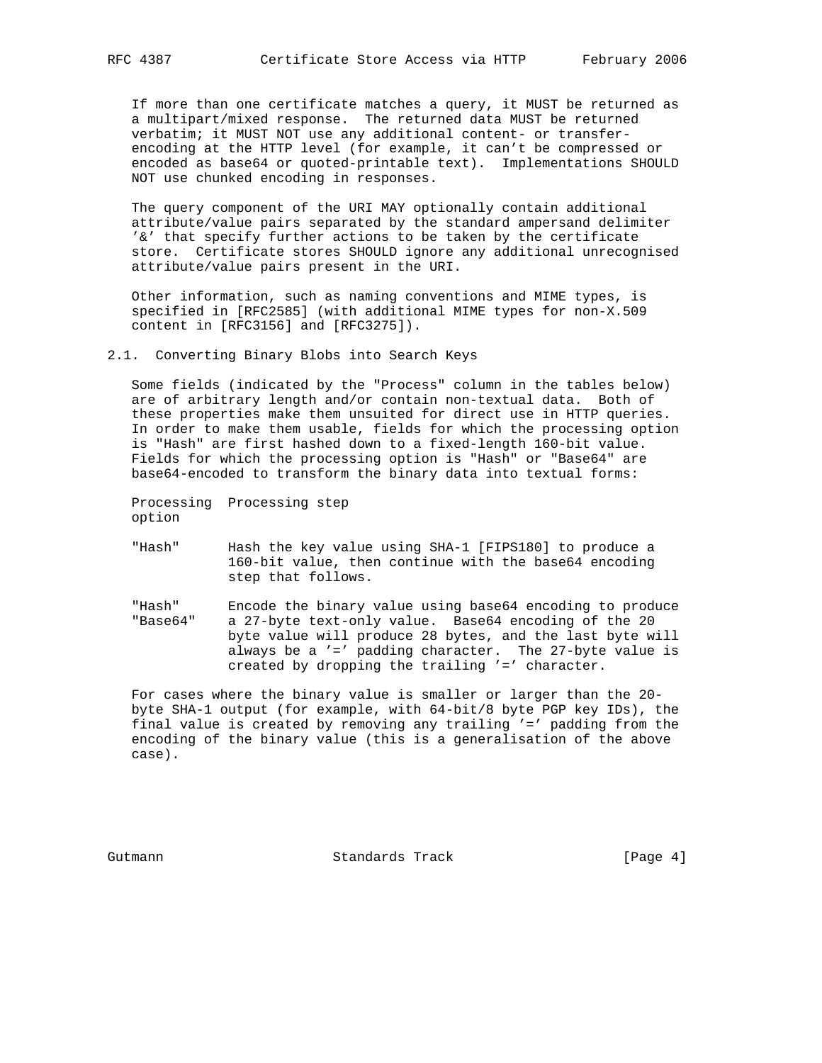If more than one certificate matches a query, it MUST be returned as a multipart/mixed response. The returned data MUST be returned verbatim; it MUST NOT use any additional content- or transfer-encoding at the HTTP level (for example, it can't be compressed or encoded as base64 or quoted-printable text). Implementations SHOULD NOT use chunked encoding in responses.

The query component of the URI MAY optionally contain additional attribute/value pairs separated by the standard ampersand delimiter '&' that specify further actions to be taken by the certificate store. Certificate stores SHOULD ignore any additional unrecognised attribute/value pairs present in the URI.

Other information, such as naming conventions and MIME types, is specified in [RFC2585] (with additional MIME types for non-X.509 content in [RFC3156] and [RFC3275]).

## 2.1. Converting Binary Blobs into Search Keys

Some fields (indicated by the "Process" column in the tables below) are of arbitrary length and/or contain non-textual data. Both of these properties make them unsuited for direct use in HTTP queries. In order to make them usable, fields for which the processing option is "Hash" are first hashed down to a fixed-length 160-bit value. Fields for which the processing option is "Hash" or "Base64" are base64-encoded to transform the binary data into textual forms:

| Processing option | Processing step |
|---|---|
| "Hash" | Hash the key value using SHA-1 [FIPS180] to produce a 160-bit value, then continue with the base64 encoding step that follows. |
| "Hash" "Base64" | Encode the binary value using base64 encoding to produce a 27-byte text-only value. Base64 encoding of the 20 byte value will produce 28 bytes, and the last byte will always be a '=' padding character. The 27-byte value is created by dropping the trailing '=' character. |

For cases where the binary value is smaller or larger than the 20-byte SHA-1 output (for example, with 64-bit/8 byte PGP key IDs), the final value is created by removing any trailing '=' padding from the encoding of the binary value (this is a generalisation of the above case).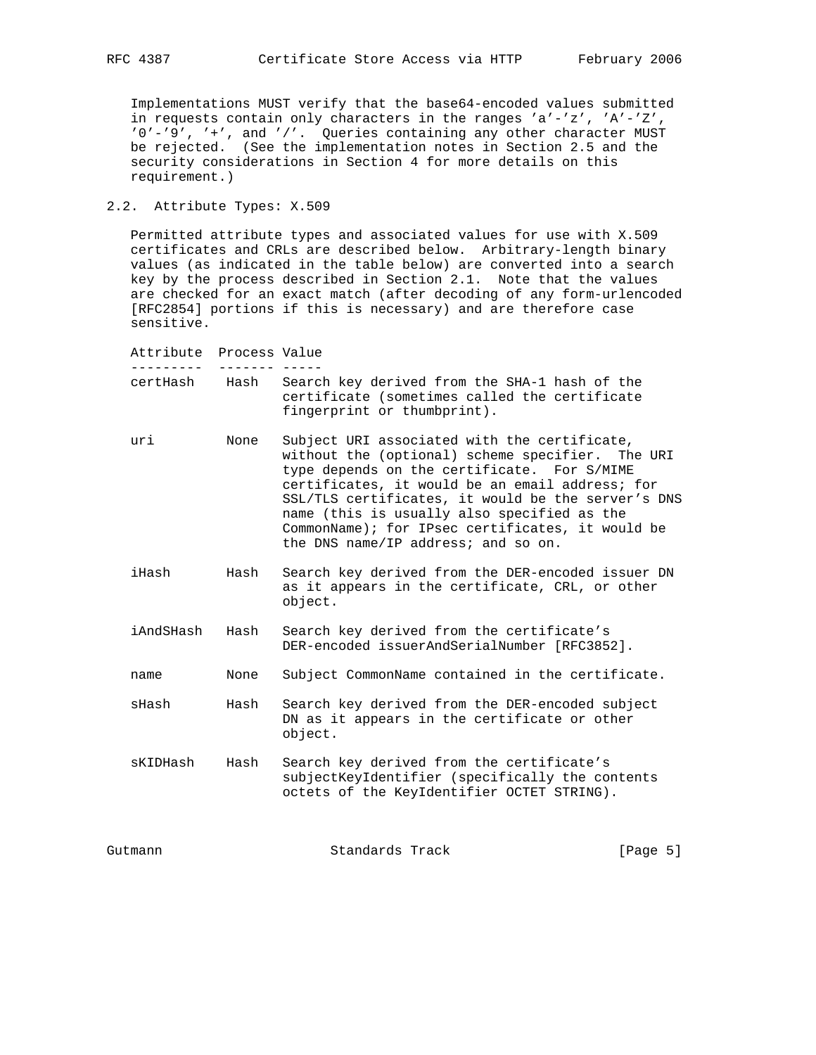Implementations MUST verify that the base64-encoded values submitted in requests contain only characters in the ranges 'a'-'z', 'A'-'Z', '0'-'9', '+', and '/'. Queries containing any other character MUST be rejected. (See the implementation notes in Section 2.5 and the security considerations in Section 4 for more details on this requirement.)

## 2.2. Attribute Types: X.509

Permitted attribute types and associated values for use with X.509 certificates and CRLs are described below. Arbitrary-length binary values (as indicated in the table below) are converted into a search key by the process described in Section 2.1. Note that the values are checked for an exact match (after decoding of any form-urlencoded [RFC2854] portions if this is necessary) and are therefore case sensitive.

| Attribute | Process | Value |
|---|---|---|
| certHash | Hash | Search key derived from the SHA-1 hash of the certificate (sometimes called the certificate fingerprint or thumbprint). |
| uri | None | Subject URI associated with the certificate, without the (optional) scheme specifier. The URI type depends on the certificate. For S/MIME certificates, it would be an email address; for SSL/TLS certificates, it would be the server's DNS name (this is usually also specified as the CommonName); for IPsec certificates, it would be the DNS name/IP address; and so on. |
| iHash | Hash | Search key derived from the DER-encoded issuer DN as it appears in the certificate, CRL, or other object. |
| iAndSHash | Hash | Search key derived from the certificate's DER-encoded issuerAndSerialNumber [RFC3852]. |
| name | None | Subject CommonName contained in the certificate. |
| sHash | Hash | Search key derived from the DER-encoded subject DN as it appears in the certificate or other object. |
| sKIDHash | Hash | Search key derived from the certificate's subjectKeyIdentifier (specifically the contents octets of the KeyIdentifier OCTET STRING). |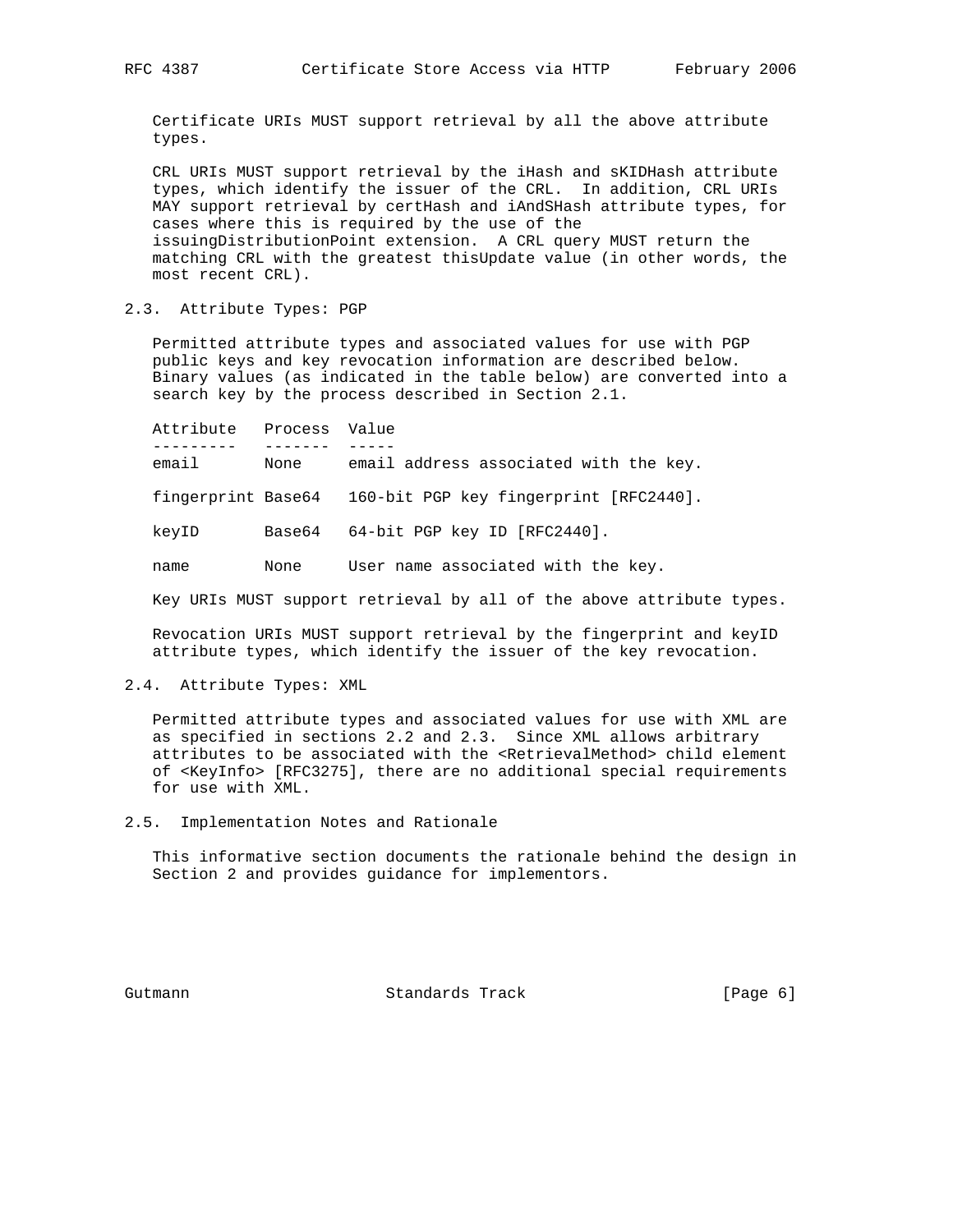Certificate URIs MUST support retrieval by all the above attribute types.

CRL URIs MUST support retrieval by the iHash and sKIDHash attribute types, which identify the issuer of the CRL. In addition, CRL URIs MAY support retrieval by certHash and iAndSHash attribute types, for cases where this is required by the use of the issuingDistributionPoint extension. A CRL query MUST return the matching CRL with the greatest thisUpdate value (in other words, the most recent CRL).

## 2.3. Attribute Types: PGP

Permitted attribute types and associated values for use with PGP public keys and key revocation information are described below. Binary values (as indicated in the table below) are converted into a search key by the process described in Section 2.1.

| Attribute | Process | Value |
| --- | --- | --- |
| email | None | email address associated with the key. |
| fingerprint | Base64 | 160-bit PGP key fingerprint [RFC2440]. |
| keyID | Base64 | 64-bit PGP key ID [RFC2440]. |
| name | None | User name associated with the key. |

Key URIs MUST support retrieval by all of the above attribute types.

Revocation URIs MUST support retrieval by the fingerprint and keyID attribute types, which identify the issuer of the key revocation.

## 2.4. Attribute Types: XML

Permitted attribute types and associated values for use with XML are as specified in sections 2.2 and 2.3. Since XML allows arbitrary attributes to be associated with the <RetrievalMethod> child element of <KeyInfo> [RFC3275], there are no additional special requirements for use with XML.

## 2.5. Implementation Notes and Rationale

This informative section documents the rationale behind the design in Section 2 and provides guidance for implementors.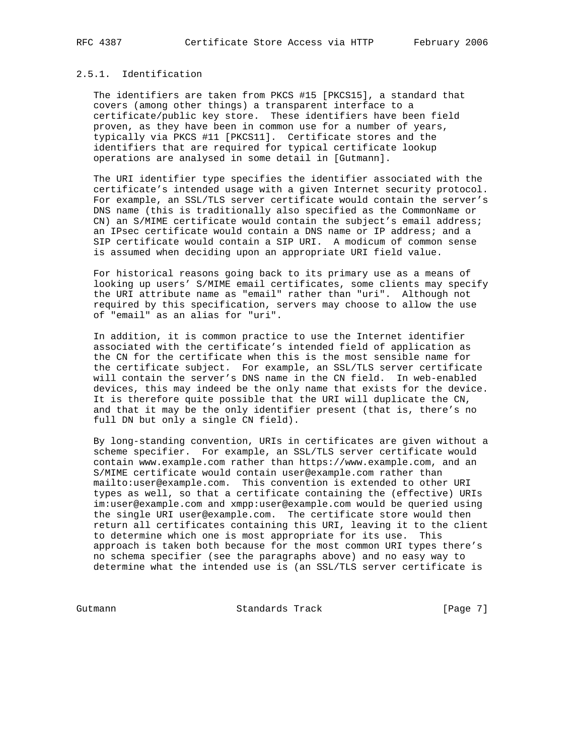### 2.5.1. Identification

The identifiers are taken from PKCS #15 [PKCS15], a standard that covers (among other things) a transparent interface to a certificate/public key store. These identifiers have been field proven, as they have been in common use for a number of years, typically via PKCS #11 [PKCS11]. Certificate stores and the identifiers that are required for typical certificate lookup operations are analysed in some detail in [Gutmann].

The URI identifier type specifies the identifier associated with the certificate's intended usage with a given Internet security protocol. For example, an SSL/TLS server certificate would contain the server's DNS name (this is traditionally also specified as the CommonName or CN) an S/MIME certificate would contain the subject's email address; an IPsec certificate would contain a DNS name or IP address; and a SIP certificate would contain a SIP URI. A modicum of common sense is assumed when deciding upon an appropriate URI field value.

For historical reasons going back to its primary use as a means of looking up users' S/MIME email certificates, some clients may specify the URI attribute name as "email" rather than "uri". Although not required by this specification, servers may choose to allow the use of "email" as an alias for "uri".

In addition, it is common practice to use the Internet identifier associated with the certificate's intended field of application as the CN for the certificate when this is the most sensible name for the certificate subject. For example, an SSL/TLS server certificate will contain the server's DNS name in the CN field. In web-enabled devices, this may indeed be the only name that exists for the device. It is therefore quite possible that the URI will duplicate the CN, and that it may be the only identifier present (that is, there's no full DN but only a single CN field).

By long-standing convention, URIs in certificates are given without a scheme specifier. For example, an SSL/TLS server certificate would contain www.example.com rather than https://www.example.com, and an S/MIME certificate would contain user@example.com rather than mailto:user@example.com. This convention is extended to other URI types as well, so that a certificate containing the (effective) URIs im:user@example.com and xmpp:user@example.com would be queried using the single URI user@example.com. The certificate store would then return all certificates containing this URI, leaving it to the client to determine which one is most appropriate for its use. This approach is taken both because for the most common URI types there's no schema specifier (see the paragraphs above) and no easy way to determine what the intended use is (an SSL/TLS server certificate is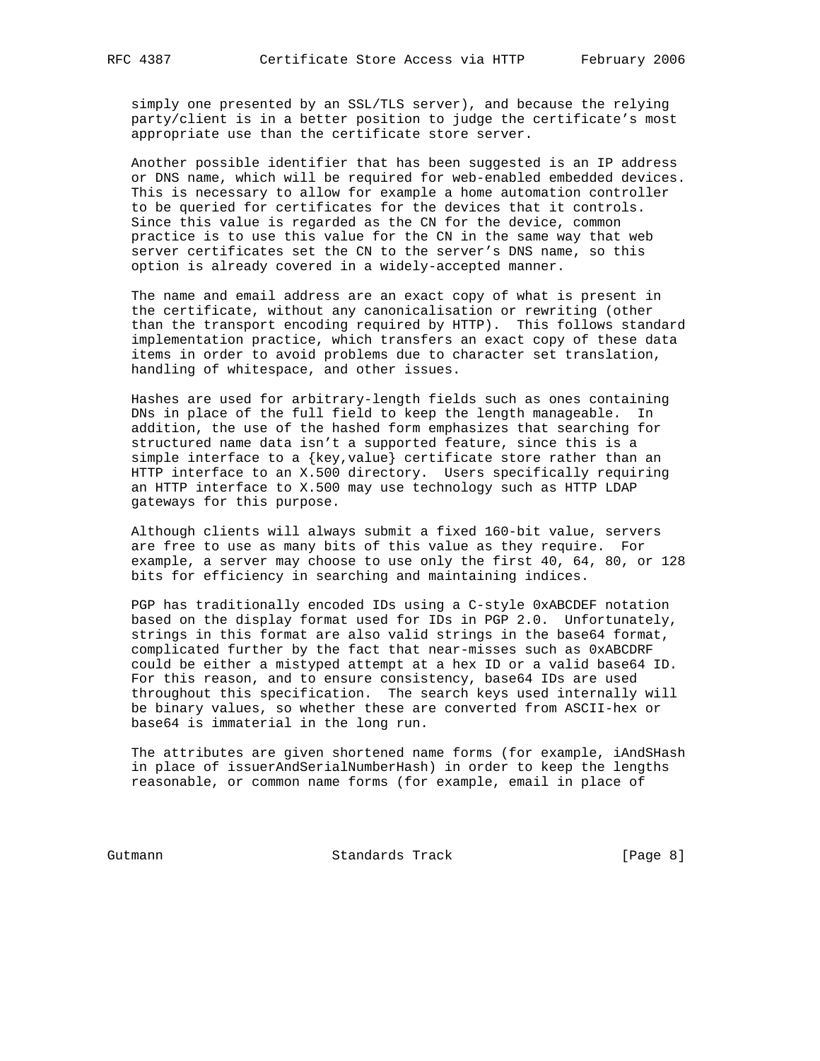simply one presented by an SSL/TLS server), and because the relying party/client is in a better position to judge the certificate's most appropriate use than the certificate store server.

Another possible identifier that has been suggested is an IP address or DNS name, which will be required for web-enabled embedded devices. This is necessary to allow for example a home automation controller to be queried for certificates for the devices that it controls. Since this value is regarded as the CN for the device, common practice is to use this value for the CN in the same way that web server certificates set the CN to the server's DNS name, so this option is already covered in a widely-accepted manner.

The name and email address are an exact copy of what is present in the certificate, without any canonicalisation or rewriting (other than the transport encoding required by HTTP). This follows standard implementation practice, which transfers an exact copy of these data items in order to avoid problems due to character set translation, handling of whitespace, and other issues.

Hashes are used for arbitrary-length fields such as ones containing DNs in place of the full field to keep the length manageable. In addition, the use of the hashed form emphasizes that searching for structured name data isn't a supported feature, since this is a simple interface to a {key,value} certificate store rather than an HTTP interface to an X.500 directory. Users specifically requiring an HTTP interface to X.500 may use technology such as HTTP LDAP gateways for this purpose.

Although clients will always submit a fixed 160-bit value, servers are free to use as many bits of this value as they require. For example, a server may choose to use only the first 40, 64, 80, or 128 bits for efficiency in searching and maintaining indices.

PGP has traditionally encoded IDs using a C-style 0xABCDEF notation based on the display format used for IDs in PGP 2.0. Unfortunately, strings in this format are also valid strings in the base64 format, complicated further by the fact that near-misses such as 0xABCDRF could be either a mistyped attempt at a hex ID or a valid base64 ID. For this reason, and to ensure consistency, base64 IDs are used throughout this specification. The search keys used internally will be binary values, so whether these are converted from ASCII-hex or base64 is immaterial in the long run.

The attributes are given shortened name forms (for example, iAndSHash in place of issuerAndSerialNumberHash) in order to keep the lengths reasonable, or common name forms (for example, email in place of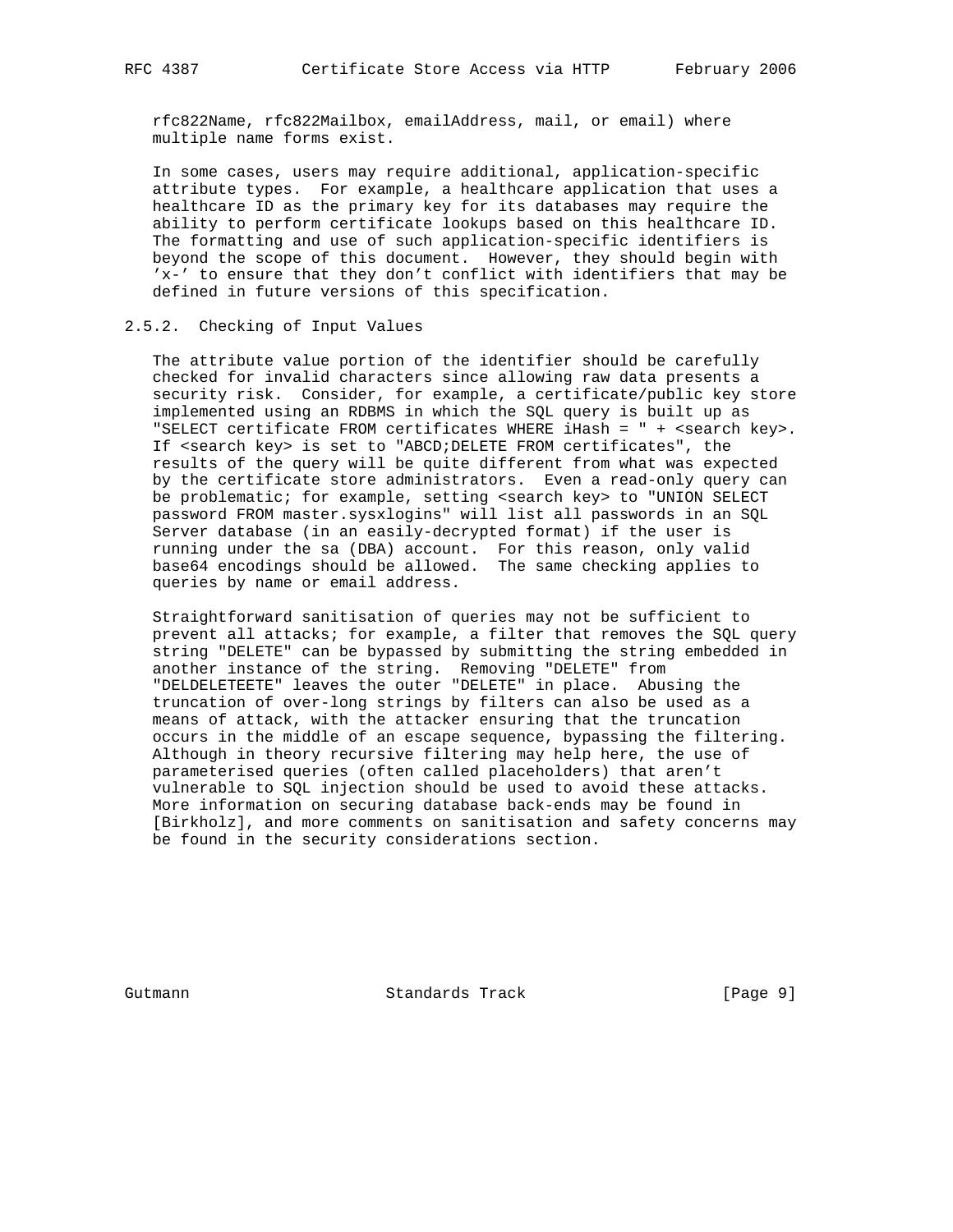rfc822Name, rfc822Mailbox, emailAddress, mail, or email) where multiple name forms exist.

In some cases, users may require additional, application-specific attribute types. For example, a healthcare application that uses a healthcare ID as the primary key for its databases may require the ability to perform certificate lookups based on this healthcare ID. The formatting and use of such application-specific identifiers is beyond the scope of this document. However, they should begin with 'x-' to ensure that they don't conflict with identifiers that may be defined in future versions of this specification.

### 2.5.2. Checking of Input Values

The attribute value portion of the identifier should be carefully checked for invalid characters since allowing raw data presents a security risk. Consider, for example, a certificate/public key store implemented using an RDBMS in which the SQL query is built up as "SELECT certificate FROM certificates WHERE iHash = " + <search key>. If <search key> is set to "ABCD;DELETE FROM certificates", the results of the query will be quite different from what was expected by the certificate store administrators. Even a read-only query can be problematic; for example, setting <search key> to "UNION SELECT password FROM master.sysxlogins" will list all passwords in an SQL Server database (in an easily-decrypted format) if the user is running under the sa (DBA) account. For this reason, only valid base64 encodings should be allowed. The same checking applies to queries by name or email address.

Straightforward sanitisation of queries may not be sufficient to prevent all attacks; for example, a filter that removes the SQL query string "DELETE" can be bypassed by submitting the string embedded in another instance of the string. Removing "DELETE" from "DELDELETEETE" leaves the outer "DELETE" in place. Abusing the truncation of over-long strings by filters can also be used as a means of attack, with the attacker ensuring that the truncation occurs in the middle of an escape sequence, bypassing the filtering. Although in theory recursive filtering may help here, the use of parameterised queries (often called placeholders) that aren't vulnerable to SQL injection should be used to avoid these attacks. More information on securing database back-ends may be found in [Birkholz], and more comments on sanitisation and safety concerns may be found in the security considerations section.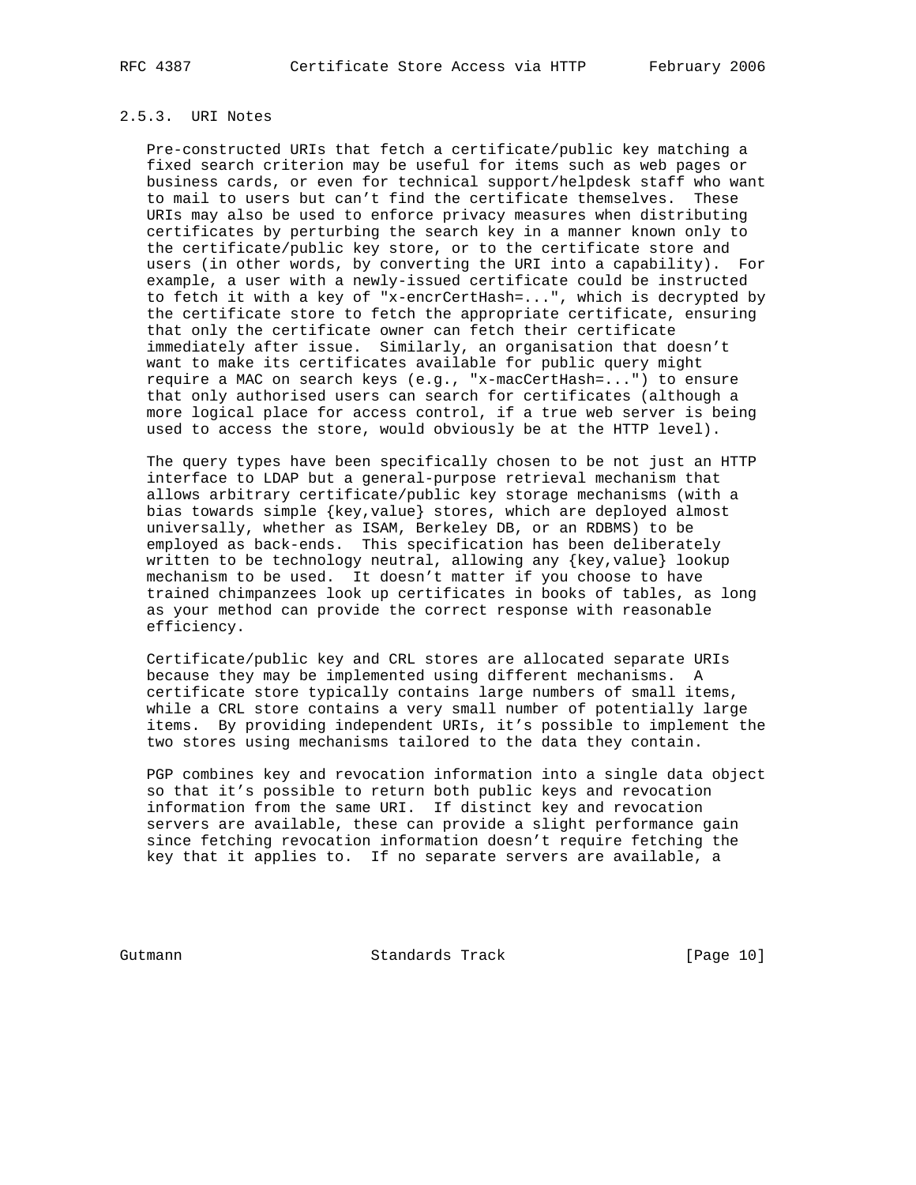#### 2.5.3. URI Notes

Pre-constructed URIs that fetch a certificate/public key matching a fixed search criterion may be useful for items such as web pages or business cards, or even for technical support/helpdesk staff who want to mail to users but can't find the certificate themselves. These URIs may also be used to enforce privacy measures when distributing certificates by perturbing the search key in a manner known only to the certificate/public key store, or to the certificate store and users (in other words, by converting the URI into a capability). For example, a user with a newly-issued certificate could be instructed to fetch it with a key of "x-encrCertHash=...", which is decrypted by the certificate store to fetch the appropriate certificate, ensuring that only the certificate owner can fetch their certificate immediately after issue. Similarly, an organisation that doesn't want to make its certificates available for public query might require a MAC on search keys (e.g., "x-macCertHash=...") to ensure that only authorised users can search for certificates (although a more logical place for access control, if a true web server is being used to access the store, would obviously be at the HTTP level).

The query types have been specifically chosen to be not just an HTTP interface to LDAP but a general-purpose retrieval mechanism that allows arbitrary certificate/public key storage mechanisms (with a bias towards simple {key,value} stores, which are deployed almost universally, whether as ISAM, Berkeley DB, or an RDBMS) to be employed as back-ends. This specification has been deliberately written to be technology neutral, allowing any {key,value} lookup mechanism to be used. It doesn't matter if you choose to have trained chimpanzees look up certificates in books of tables, as long as your method can provide the correct response with reasonable efficiency.

Certificate/public key and CRL stores are allocated separate URIs because they may be implemented using different mechanisms. A certificate store typically contains large numbers of small items, while a CRL store contains a very small number of potentially large items. By providing independent URIs, it's possible to implement the two stores using mechanisms tailored to the data they contain.

PGP combines key and revocation information into a single data object so that it's possible to return both public keys and revocation information from the same URI. If distinct key and revocation servers are available, these can provide a slight performance gain since fetching revocation information doesn't require fetching the key that it applies to. If no separate servers are available, a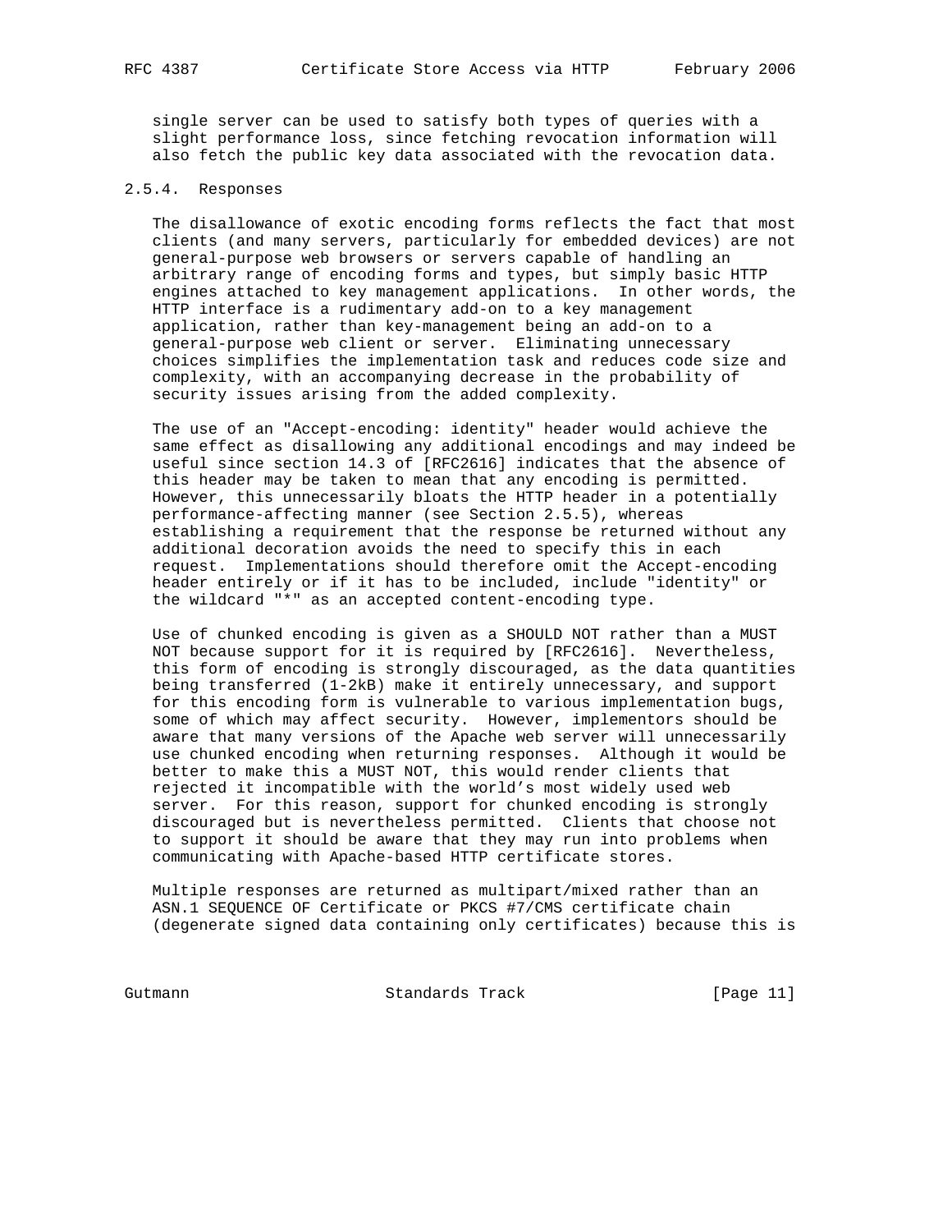single server can be used to satisfy both types of queries with a slight performance loss, since fetching revocation information will also fetch the public key data associated with the revocation data.

### 2.5.4. Responses

The disallowance of exotic encoding forms reflects the fact that most clients (and many servers, particularly for embedded devices) are not general-purpose web browsers or servers capable of handling an arbitrary range of encoding forms and types, but simply basic HTTP engines attached to key management applications. In other words, the HTTP interface is a rudimentary add-on to a key management application, rather than key-management being an add-on to a general-purpose web client or server. Eliminating unnecessary choices simplifies the implementation task and reduces code size and complexity, with an accompanying decrease in the probability of security issues arising from the added complexity.

The use of an "Accept-encoding: identity" header would achieve the same effect as disallowing any additional encodings and may indeed be useful since section 14.3 of [RFC2616] indicates that the absence of this header may be taken to mean that any encoding is permitted. However, this unnecessarily bloats the HTTP header in a potentially performance-affecting manner (see Section 2.5.5), whereas establishing a requirement that the response be returned without any additional decoration avoids the need to specify this in each request. Implementations should therefore omit the Accept-encoding header entirely or if it has to be included, include "identity" or the wildcard "*" as an accepted content-encoding type.

Use of chunked encoding is given as a SHOULD NOT rather than a MUST NOT because support for it is required by [RFC2616]. Nevertheless, this form of encoding is strongly discouraged, as the data quantities being transferred (1-2kB) make it entirely unnecessary, and support for this encoding form is vulnerable to various implementation bugs, some of which may affect security. However, implementors should be aware that many versions of the Apache web server will unnecessarily use chunked encoding when returning responses. Although it would be better to make this a MUST NOT, this would render clients that rejected it incompatible with the world's most widely used web server. For this reason, support for chunked encoding is strongly discouraged but is nevertheless permitted. Clients that choose not to support it should be aware that they may run into problems when communicating with Apache-based HTTP certificate stores.

Multiple responses are returned as multipart/mixed rather than an ASN.1 SEQUENCE OF Certificate or PKCS #7/CMS certificate chain (degenerate signed data containing only certificates) because this is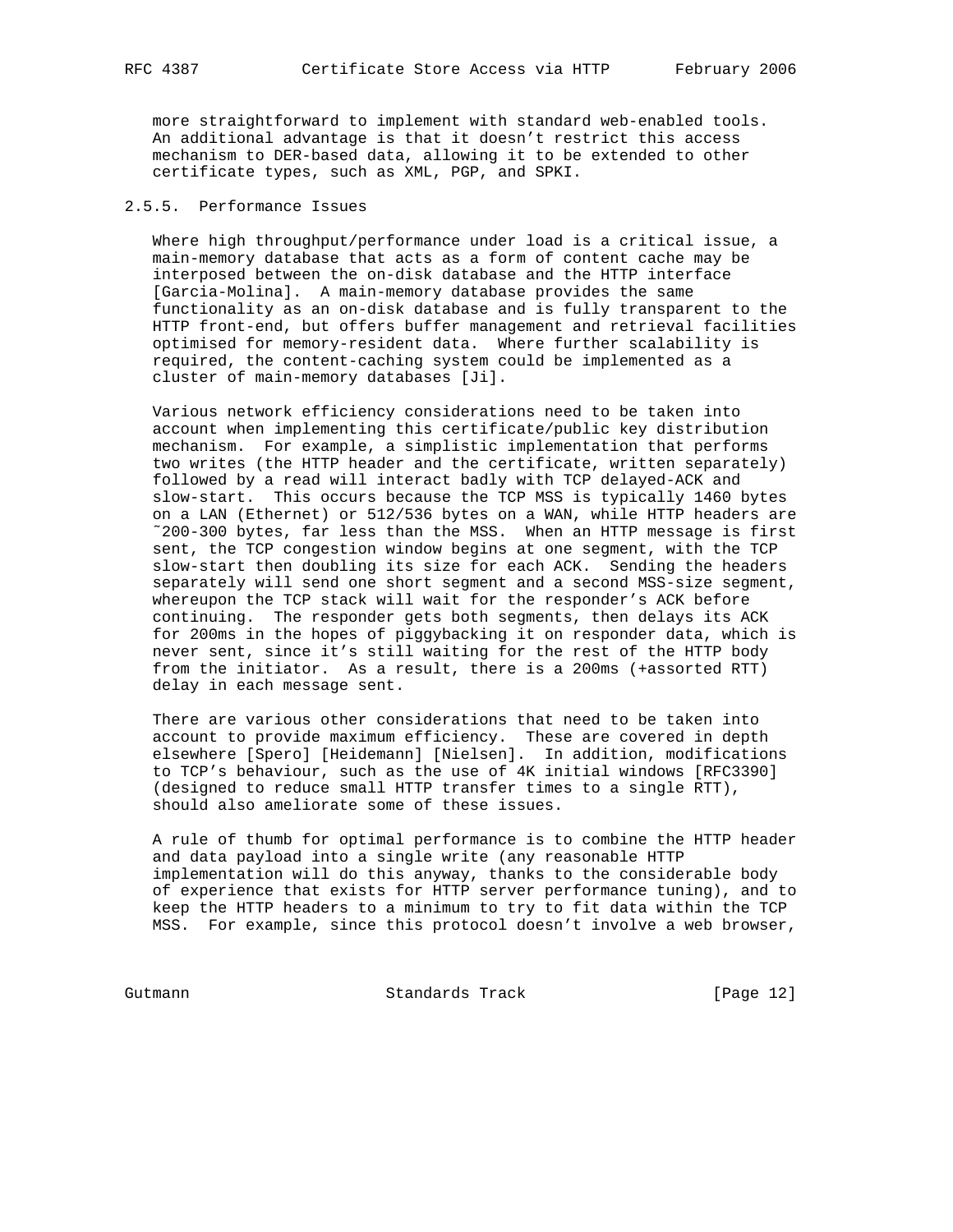more straightforward to implement with standard web-enabled tools. An additional advantage is that it doesn't restrict this access mechanism to DER-based data, allowing it to be extended to other certificate types, such as XML, PGP, and SPKI.

#### 2.5.5. Performance Issues

Where high throughput/performance under load is a critical issue, a main-memory database that acts as a form of content cache may be interposed between the on-disk database and the HTTP interface [Garcia-Molina]. A main-memory database provides the same functionality as an on-disk database and is fully transparent to the HTTP front-end, but offers buffer management and retrieval facilities optimised for memory-resident data. Where further scalability is required, the content-caching system could be implemented as a cluster of main-memory databases [Ji].

Various network efficiency considerations need to be taken into account when implementing this certificate/public key distribution mechanism. For example, a simplistic implementation that performs two writes (the HTTP header and the certificate, written separately) followed by a read will interact badly with TCP delayed-ACK and slow-start. This occurs because the TCP MSS is typically 1460 bytes on a LAN (Ethernet) or 512/536 bytes on a WAN, while HTTP headers are ~200-300 bytes, far less than the MSS. When an HTTP message is first sent, the TCP congestion window begins at one segment, with the TCP slow-start then doubling its size for each ACK. Sending the headers separately will send one short segment and a second MSS-size segment, whereupon the TCP stack will wait for the responder's ACK before continuing. The responder gets both segments, then delays its ACK for 200ms in the hopes of piggybacking it on responder data, which is never sent, since it's still waiting for the rest of the HTTP body from the initiator. As a result, there is a 200ms (+assorted RTT) delay in each message sent.

There are various other considerations that need to be taken into account to provide maximum efficiency. These are covered in depth elsewhere [Spero] [Heidemann] [Nielsen]. In addition, modifications to TCP's behaviour, such as the use of 4K initial windows [RFC3390] (designed to reduce small HTTP transfer times to a single RTT), should also ameliorate some of these issues.

A rule of thumb for optimal performance is to combine the HTTP header and data payload into a single write (any reasonable HTTP implementation will do this anyway, thanks to the considerable body of experience that exists for HTTP server performance tuning), and to keep the HTTP headers to a minimum to try to fit data within the TCP MSS. For example, since this protocol doesn't involve a web browser,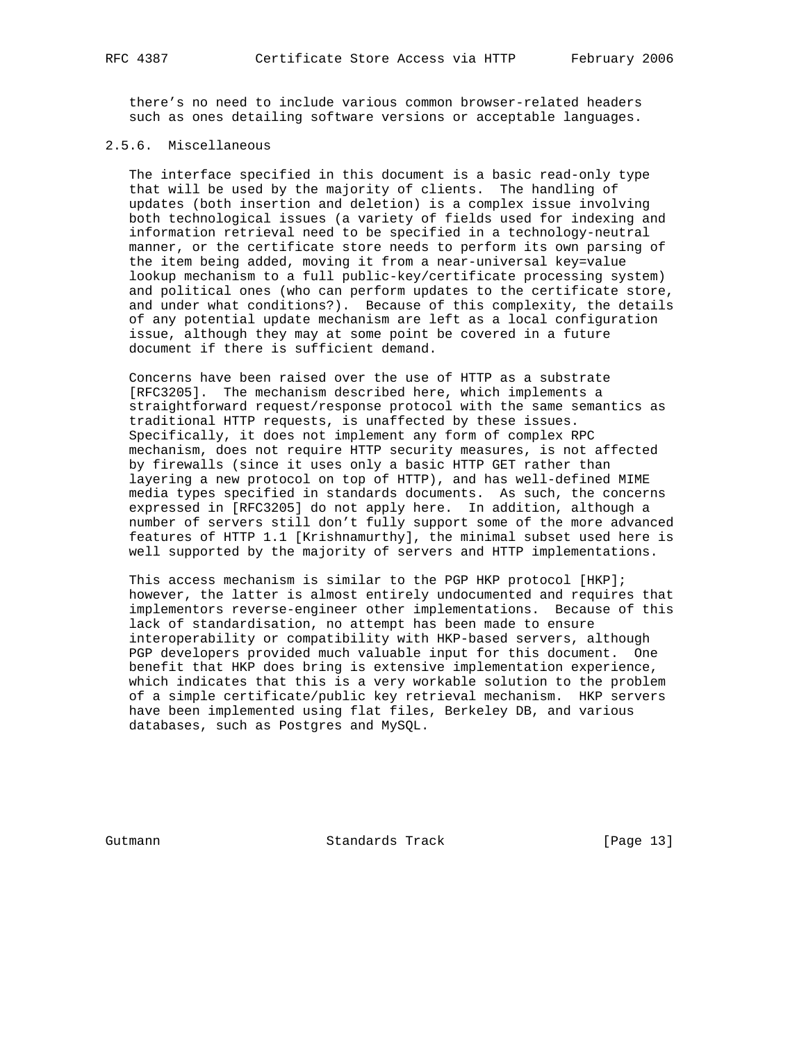there's no need to include various common browser-related headers such as ones detailing software versions or acceptable languages.

### 2.5.6. Miscellaneous

The interface specified in this document is a basic read-only type that will be used by the majority of clients. The handling of updates (both insertion and deletion) is a complex issue involving both technological issues (a variety of fields used for indexing and information retrieval need to be specified in a technology-neutral manner, or the certificate store needs to perform its own parsing of the item being added, moving it from a near-universal key=value lookup mechanism to a full public-key/certificate processing system) and political ones (who can perform updates to the certificate store, and under what conditions?). Because of this complexity, the details of any potential update mechanism are left as a local configuration issue, although they may at some point be covered in a future document if there is sufficient demand.

Concerns have been raised over the use of HTTP as a substrate [RFC3205]. The mechanism described here, which implements a straightforward request/response protocol with the same semantics as traditional HTTP requests, is unaffected by these issues. Specifically, it does not implement any form of complex RPC mechanism, does not require HTTP security measures, is not affected by firewalls (since it uses only a basic HTTP GET rather than layering a new protocol on top of HTTP), and has well-defined MIME media types specified in standards documents. As such, the concerns expressed in [RFC3205] do not apply here. In addition, although a number of servers still don't fully support some of the more advanced features of HTTP 1.1 [Krishnamurthy], the minimal subset used here is well supported by the majority of servers and HTTP implementations.

This access mechanism is similar to the PGP HKP protocol [HKP]; however, the latter is almost entirely undocumented and requires that implementors reverse-engineer other implementations. Because of this lack of standardisation, no attempt has been made to ensure interoperability or compatibility with HKP-based servers, although PGP developers provided much valuable input for this document. One benefit that HKP does bring is extensive implementation experience, which indicates that this is a very workable solution to the problem of a simple certificate/public key retrieval mechanism. HKP servers have been implemented using flat files, Berkeley DB, and various databases, such as Postgres and MySQL.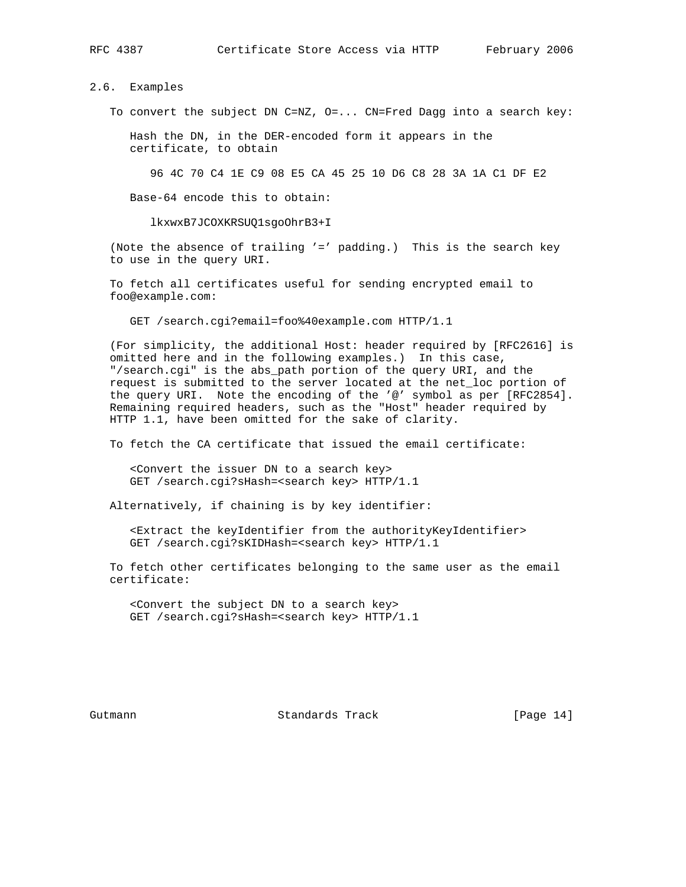## 2.6. Examples

To convert the subject DN C=NZ, O=... CN=Fred Dagg into a search key:

Hash the DN, in the DER-encoded form it appears in the certificate, to obtain

```
96 4C 70 C4 1E C9 08 E5 CA 45 25 10 D6 C8 28 3A 1A C1 DF E2
```

Base-64 encode this to obtain:

```
lkxwxB7JCOXKRSUQ1sgoOhrB3+I
```

(Note the absence of trailing '=' padding.) This is the search key to use in the query URI.

To fetch all certificates useful for sending encrypted email to foo@example.com:

```
GET /search.cgi?email=foo%40example.com HTTP/1.1
```

(For simplicity, the additional Host: header required by [RFC2616] is omitted here and in the following examples.) In this case, "/search.cgi" is the abs_path portion of the query URI, and the request is submitted to the server located at the net_loc portion of the query URI. Note the encoding of the '@' symbol as per [RFC2854]. Remaining required headers, such as the "Host" header required by HTTP 1.1, have been omitted for the sake of clarity.

To fetch the CA certificate that issued the email certificate:

```
<Convert the issuer DN to a search key>
GET /search.cgi?sHash=<search key> HTTP/1.1
```

Alternatively, if chaining is by key identifier:

```
<Extract the keyIdentifier from the authorityKeyIdentifier>
GET /search.cgi?sKIDHash=<search key> HTTP/1.1
```

To fetch other certificates belonging to the same user as the email certificate:

```
<Convert the subject DN to a search key>
GET /search.cgi?sHash=<search key> HTTP/1.1
```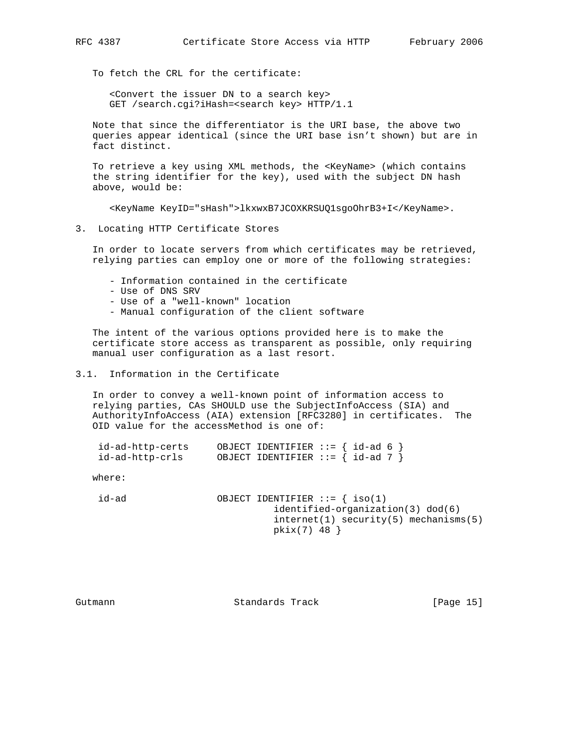To fetch the CRL for the certificate:

```
<Convert the issuer DN to a search key>
GET /search.cgi?iHash=<search key> HTTP/1.1
```

Note that since the differentiator is the URI base, the above two queries appear identical (since the URI base isn’t shown) but are in fact distinct.

To retrieve a key using XML methods, the <KeyName> (which contains the string identifier for the key), used with the subject DN hash above, would be:

```
<KeyName KeyID="sHash">lkxwxB7JCOXKRSUQ1sgoOhrB3+I</KeyName>.
```

## 3. Locating HTTP Certificate Stores

In order to locate servers from which certificates may be retrieved, relying parties can employ one or more of the following strategies:

- Information contained in the certificate
- Use of DNS SRV
- Use of a "well-known" location
- Manual configuration of the client software

The intent of the various options provided here is to make the certificate store access as transparent as possible, only requiring manual user configuration as a last resort.

### 3.1. Information in the Certificate

In order to convey a well-known point of information access to relying parties, CAs SHOULD use the SubjectInfoAccess (SIA) and AuthorityInfoAccess (AIA) extension [RFC3280] in certificates. The OID value for the accessMethod is one of:

```
id-ad-http-certs     OBJECT IDENTIFIER ::= { id-ad 6 }
id-ad-http-crls      OBJECT IDENTIFIER ::= { id-ad 7 }
```

where:

```
id-ad                OBJECT IDENTIFIER ::= { iso(1)
                               identified-organization(3) dod(6)
                               internet(1) security(5) mechanisms(5)
                               pkix(7) 48 }
```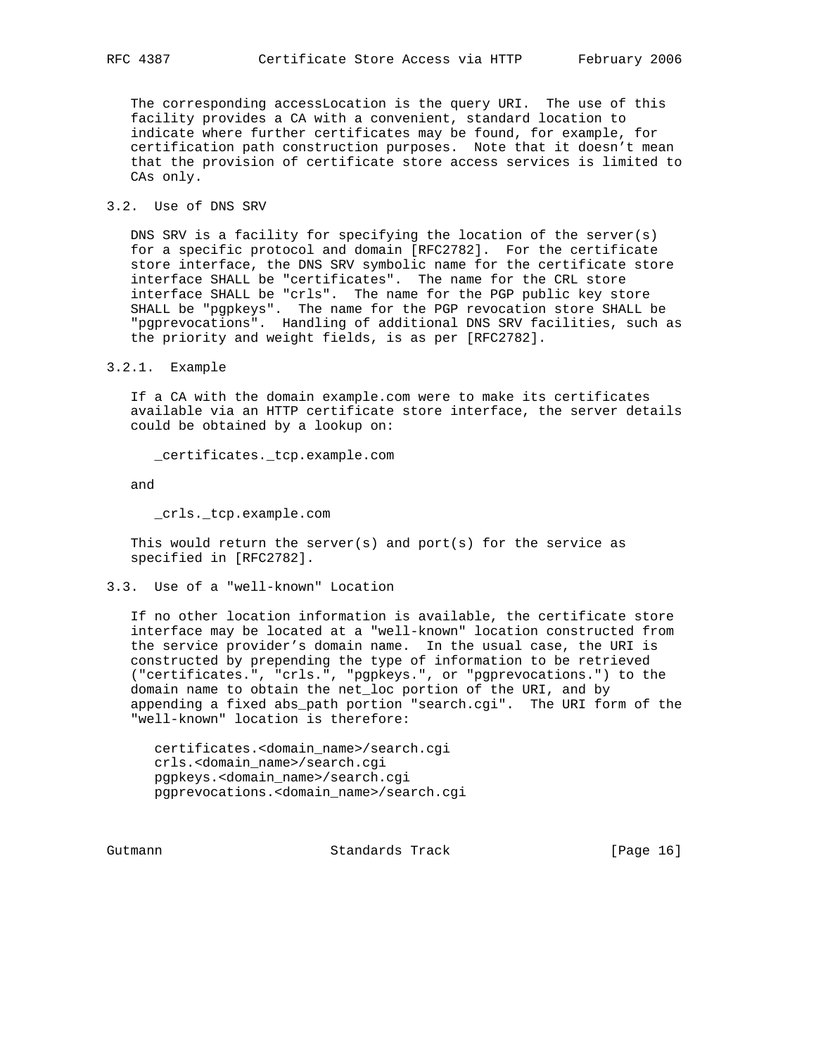The corresponding accessLocation is the query URI. The use of this facility provides a CA with a convenient, standard location to indicate where further certificates may be found, for example, for certification path construction purposes. Note that it doesn't mean that the provision of certificate store access services is limited to CAs only.

### 3.2. Use of DNS SRV

DNS SRV is a facility for specifying the location of the server(s) for a specific protocol and domain [RFC2782]. For the certificate store interface, the DNS SRV symbolic name for the certificate store interface SHALL be "certificates". The name for the CRL store interface SHALL be "crls". The name for the PGP public key store SHALL be "pgpkeys". The name for the PGP revocation store SHALL be "pgprevocations". Handling of additional DNS SRV facilities, such as the priority and weight fields, is as per [RFC2782].

#### 3.2.1. Example

If a CA with the domain example.com were to make its certificates available via an HTTP certificate store interface, the server details could be obtained by a lookup on:

```
_certificates._tcp.example.com
```

and

```
_crls._tcp.example.com
```

This would return the server(s) and port(s) for the service as specified in [RFC2782].

### 3.3. Use of a "well-known" Location

If no other location information is available, the certificate store interface may be located at a "well-known" location constructed from the service provider's domain name. In the usual case, the URI is constructed by prepending the type of information to be retrieved ("certificates.", "crls.", "pgpkeys.", or "pgprevocations.") to the domain name to obtain the net_loc portion of the URI, and by appending a fixed abs_path portion "search.cgi". The URI form of the "well-known" location is therefore:

```
certificates.<domain_name>/search.cgi
crls.<domain_name>/search.cgi
pgpkeys.<domain_name>/search.cgi
pgprevocations.<domain_name>/search.cgi
```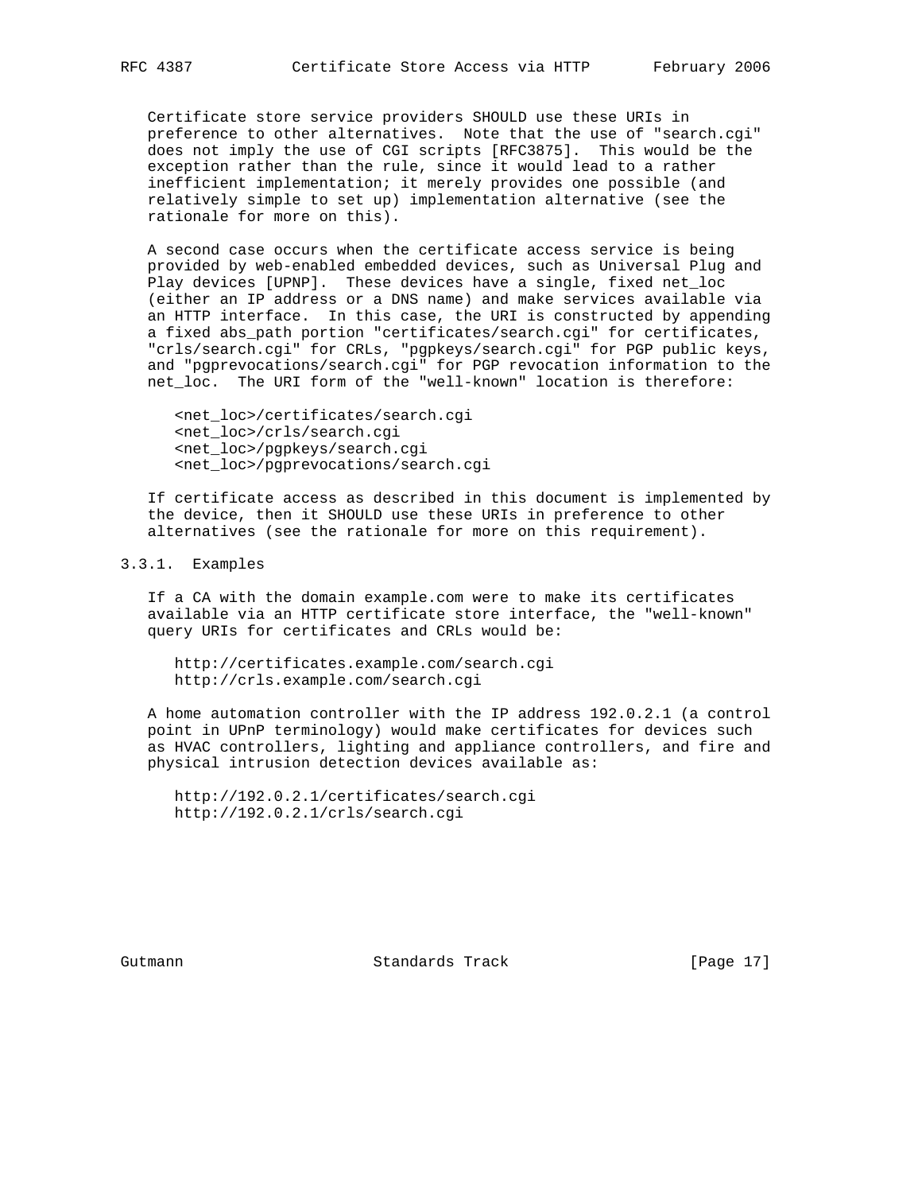Certificate store service providers SHOULD use these URIs in preference to other alternatives. Note that the use of "search.cgi" does not imply the use of CGI scripts [RFC3875]. This would be the exception rather than the rule, since it would lead to a rather inefficient implementation; it merely provides one possible (and relatively simple to set up) implementation alternative (see the rationale for more on this).

A second case occurs when the certificate access service is being provided by web-enabled embedded devices, such as Universal Plug and Play devices [UPNP]. These devices have a single, fixed net_loc (either an IP address or a DNS name) and make services available via an HTTP interface. In this case, the URI is constructed by appending a fixed abs_path portion "certificates/search.cgi" for certificates, "crls/search.cgi" for CRLs, "pgpkeys/search.cgi" for PGP public keys, and "pgprevocations/search.cgi" for PGP revocation information to the net_loc. The URI form of the "well-known" location is therefore:

```
<net_loc>/certificates/search.cgi
<net_loc>/crls/search.cgi
<net_loc>/pgpkeys/search.cgi
<net_loc>/pgprevocations/search.cgi
```

If certificate access as described in this document is implemented by the device, then it SHOULD use these URIs in preference to other alternatives (see the rationale for more on this requirement).

### 3.3.1. Examples

If a CA with the domain example.com were to make its certificates available via an HTTP certificate store interface, the "well-known" query URIs for certificates and CRLs would be:

```
http://certificates.example.com/search.cgi
http://crls.example.com/search.cgi
```

A home automation controller with the IP address 192.0.2.1 (a control point in UPnP terminology) would make certificates for devices such as HVAC controllers, lighting and appliance controllers, and fire and physical intrusion detection devices available as:

```
http://192.0.2.1/certificates/search.cgi
http://192.0.2.1/crls/search.cgi
```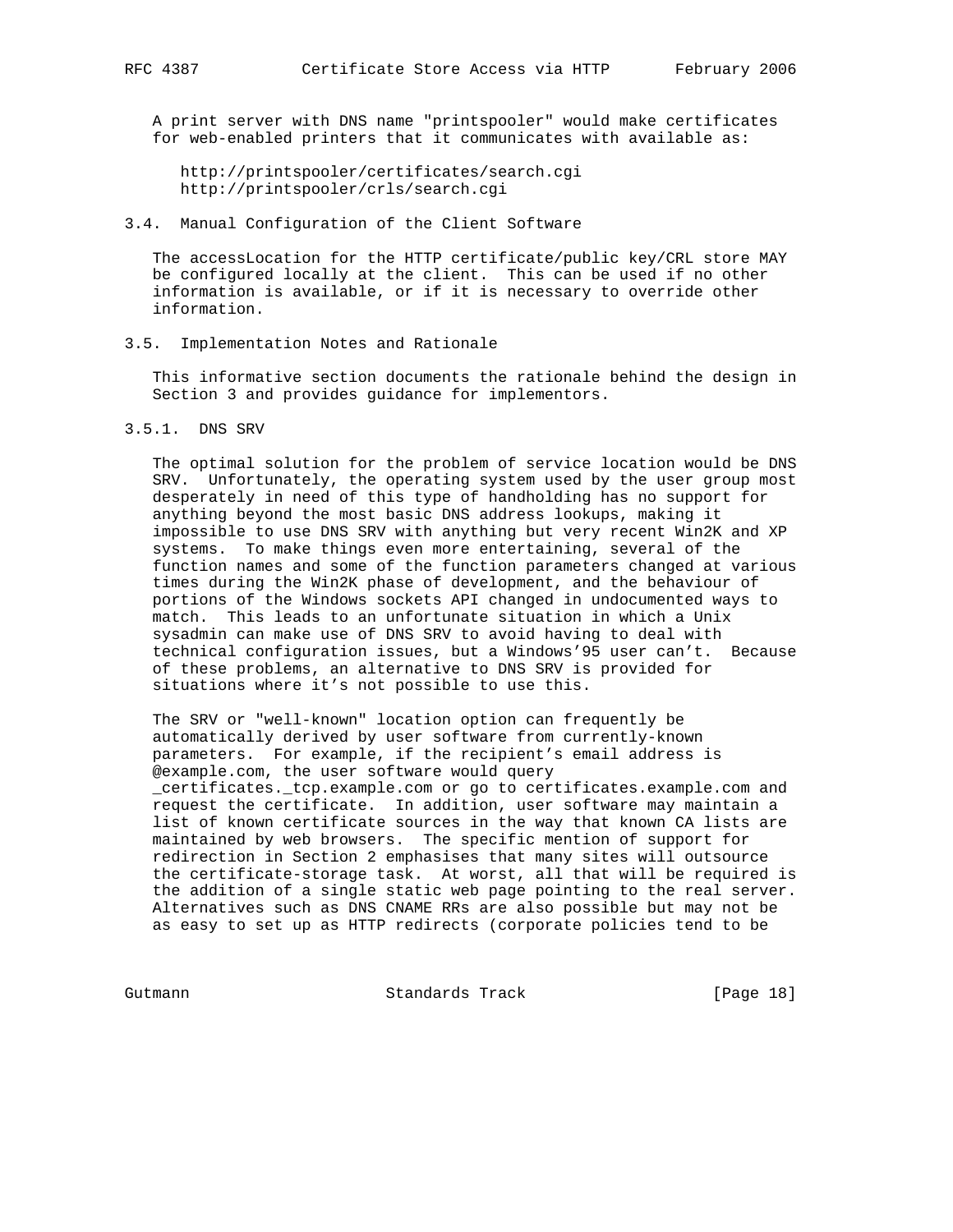A print server with DNS name "printspooler" would make certificates for web-enabled printers that it communicates with available as:

```
http://printspooler/certificates/search.cgi
http://printspooler/crls/search.cgi
```

### 3.4. Manual Configuration of the Client Software

The accessLocation for the HTTP certificate/public key/CRL store MAY be configured locally at the client. This can be used if no other information is available, or if it is necessary to override other information.

### 3.5. Implementation Notes and Rationale

This informative section documents the rationale behind the design in Section 3 and provides guidance for implementors.

#### 3.5.1. DNS SRV

The optimal solution for the problem of service location would be DNS SRV. Unfortunately, the operating system used by the user group most desperately in need of this type of handholding has no support for anything beyond the most basic DNS address lookups, making it impossible to use DNS SRV with anything but very recent Win2K and XP systems. To make things even more entertaining, several of the function names and some of the function parameters changed at various times during the Win2K phase of development, and the behaviour of portions of the Windows sockets API changed in undocumented ways to match. This leads to an unfortunate situation in which a Unix sysadmin can make use of DNS SRV to avoid having to deal with technical configuration issues, but a Windows'95 user can't. Because of these problems, an alternative to DNS SRV is provided for situations where it's not possible to use this.

The SRV or "well-known" location option can frequently be automatically derived by user software from currently-known parameters. For example, if the recipient's email address is @example.com, the user software would query _certificates._tcp.example.com or go to certificates.example.com and request the certificate. In addition, user software may maintain a list of known certificate sources in the way that known CA lists are maintained by web browsers. The specific mention of support for redirection in Section 2 emphasises that many sites will outsource the certificate-storage task. At worst, all that will be required is the addition of a single static web page pointing to the real server. Alternatives such as DNS CNAME RRs are also possible but may not be as easy to set up as HTTP redirects (corporate policies tend to be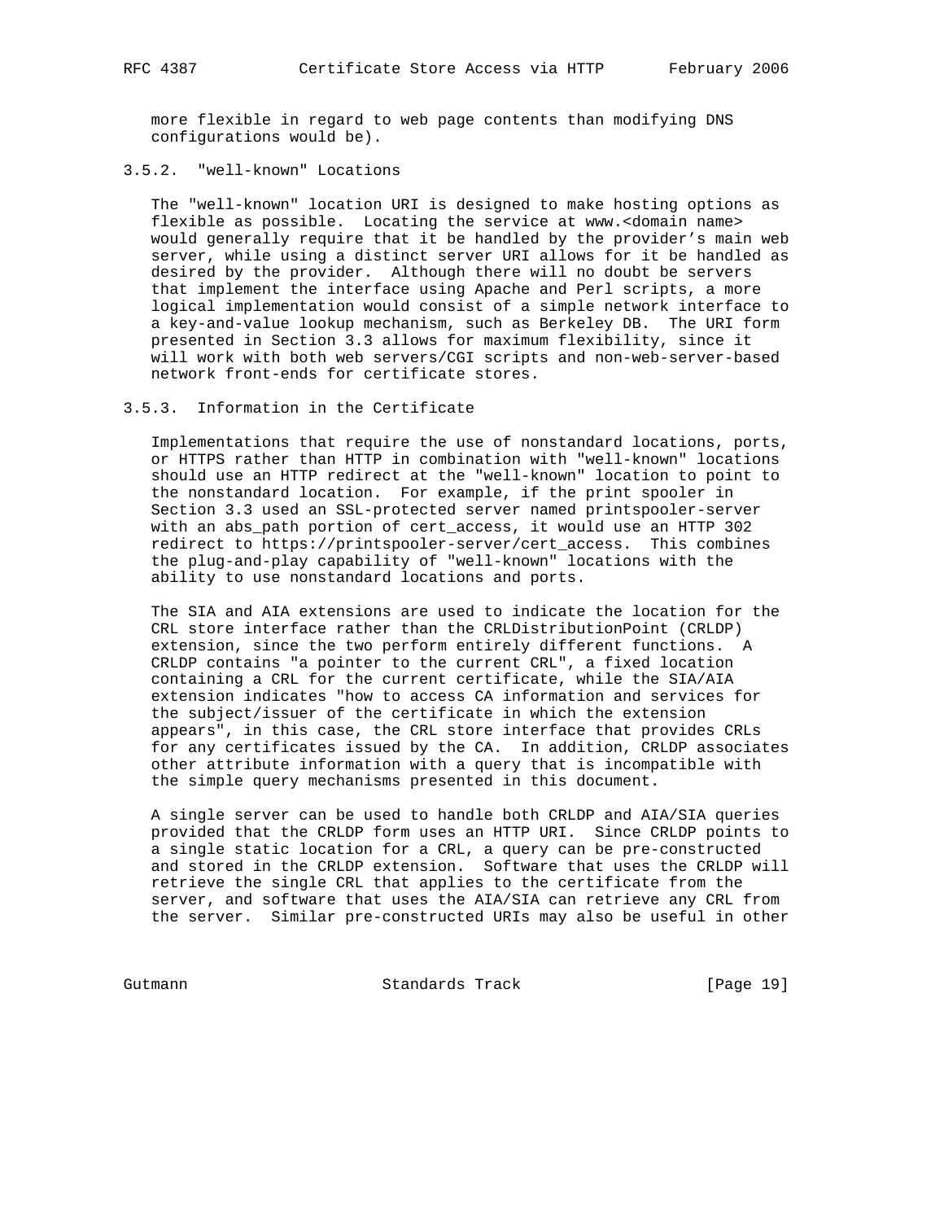more flexible in regard to web page contents than modifying DNS configurations would be).

### 3.5.2. "well-known" Locations

The "well-known" location URI is designed to make hosting options as flexible as possible. Locating the service at www.<domain name> would generally require that it be handled by the provider's main web server, while using a distinct server URI allows for it be handled as desired by the provider. Although there will no doubt be servers that implement the interface using Apache and Perl scripts, a more logical implementation would consist of a simple network interface to a key-and-value lookup mechanism, such as Berkeley DB. The URI form presented in Section 3.3 allows for maximum flexibility, since it will work with both web servers/CGI scripts and non-web-server-based network front-ends for certificate stores.

### 3.5.3. Information in the Certificate

Implementations that require the use of nonstandard locations, ports, or HTTPS rather than HTTP in combination with "well-known" locations should use an HTTP redirect at the "well-known" location to point to the nonstandard location. For example, if the print spooler in Section 3.3 used an SSL-protected server named printspooler-server with an abs_path portion of cert_access, it would use an HTTP 302 redirect to https://printspooler-server/cert_access. This combines the plug-and-play capability of "well-known" locations with the ability to use nonstandard locations and ports.

The SIA and AIA extensions are used to indicate the location for the CRL store interface rather than the CRLDistributionPoint (CRLDP) extension, since the two perform entirely different functions. A CRLDP contains "a pointer to the current CRL", a fixed location containing a CRL for the current certificate, while the SIA/AIA extension indicates "how to access CA information and services for the subject/issuer of the certificate in which the extension appears", in this case, the CRL store interface that provides CRLs for any certificates issued by the CA. In addition, CRLDP associates other attribute information with a query that is incompatible with the simple query mechanisms presented in this document.

A single server can be used to handle both CRLDP and AIA/SIA queries provided that the CRLDP form uses an HTTP URI. Since CRLDP points to a single static location for a CRL, a query can be pre-constructed and stored in the CRLDP extension. Software that uses the CRLDP will retrieve the single CRL that applies to the certificate from the server, and software that uses the AIA/SIA can retrieve any CRL from the server. Similar pre-constructed URIs may also be useful in other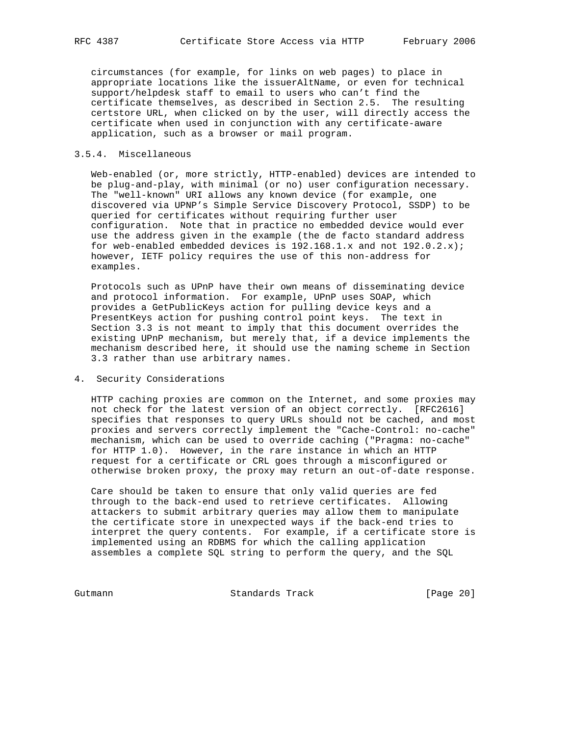circumstances (for example, for links on web pages) to place in appropriate locations like the issuerAltName, or even for technical support/helpdesk staff to email to users who can't find the certificate themselves, as described in Section 2.5. The resulting certstore URL, when clicked on by the user, will directly access the certificate when used in conjunction with any certificate-aware application, such as a browser or mail program.

### 3.5.4. Miscellaneous

Web-enabled (or, more strictly, HTTP-enabled) devices are intended to be plug-and-play, with minimal (or no) user configuration necessary. The "well-known" URI allows any known device (for example, one discovered via UPNP's Simple Service Discovery Protocol, SSDP) to be queried for certificates without requiring further user configuration. Note that in practice no embedded device would ever use the address given in the example (the de facto standard address for web-enabled embedded devices is 192.168.1.x and not 192.0.2.x); however, IETF policy requires the use of this non-address for examples.

Protocols such as UPnP have their own means of disseminating device and protocol information. For example, UPnP uses SOAP, which provides a GetPublicKeys action for pulling device keys and a PresentKeys action for pushing control point keys. The text in Section 3.3 is not meant to imply that this document overrides the existing UPnP mechanism, but merely that, if a device implements the mechanism described here, it should use the naming scheme in Section 3.3 rather than use arbitrary names.

## 4. Security Considerations

HTTP caching proxies are common on the Internet, and some proxies may not check for the latest version of an object correctly. [RFC2616] specifies that responses to query URLs should not be cached, and most proxies and servers correctly implement the "Cache-Control: no-cache" mechanism, which can be used to override caching ("Pragma: no-cache" for HTTP 1.0). However, in the rare instance in which an HTTP request for a certificate or CRL goes through a misconfigured or otherwise broken proxy, the proxy may return an out-of-date response.

Care should be taken to ensure that only valid queries are fed through to the back-end used to retrieve certificates. Allowing attackers to submit arbitrary queries may allow them to manipulate the certificate store in unexpected ways if the back-end tries to interpret the query contents. For example, if a certificate store is implemented using an RDBMS for which the calling application assembles a complete SQL string to perform the query, and the SQL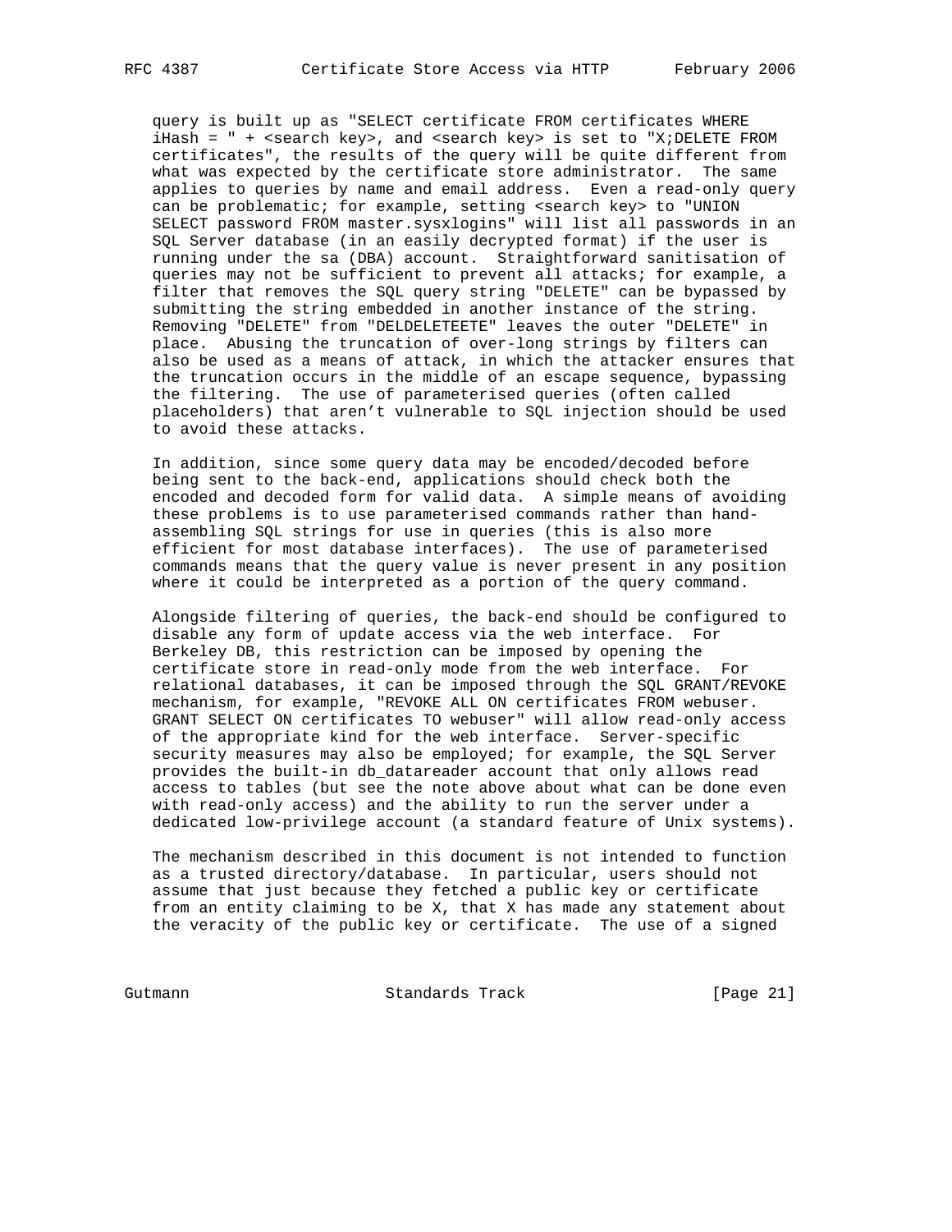query is built up as "SELECT certificate FROM certificates WHERE iHash = " + <search key>, and <search key> is set to "X;DELETE FROM certificates", the results of the query will be quite different from what was expected by the certificate store administrator. The same applies to queries by name and email address. Even a read-only query can be problematic; for example, setting <search key> to "UNION SELECT password FROM master.sysxlogins" will list all passwords in an SQL Server database (in an easily decrypted format) if the user is running under the sa (DBA) account. Straightforward sanitisation of queries may not be sufficient to prevent all attacks; for example, a filter that removes the SQL query string "DELETE" can be bypassed by submitting the string embedded in another instance of the string. Removing "DELETE" from "DELDELETEETE" leaves the outer "DELETE" in place. Abusing the truncation of over-long strings by filters can also be used as a means of attack, in which the attacker ensures that the truncation occurs in the middle of an escape sequence, bypassing the filtering. The use of parameterised queries (often called placeholders) that aren't vulnerable to SQL injection should be used to avoid these attacks.

In addition, since some query data may be encoded/decoded before being sent to the back-end, applications should check both the encoded and decoded form for valid data. A simple means of avoiding these problems is to use parameterised commands rather than hand-assembling SQL strings for use in queries (this is also more efficient for most database interfaces). The use of parameterised commands means that the query value is never present in any position where it could be interpreted as a portion of the query command.

Alongside filtering of queries, the back-end should be configured to disable any form of update access via the web interface. For Berkeley DB, this restriction can be imposed by opening the certificate store in read-only mode from the web interface. For relational databases, it can be imposed through the SQL GRANT/REVOKE mechanism, for example, "REVOKE ALL ON certificates FROM webuser. GRANT SELECT ON certificates TO webuser" will allow read-only access of the appropriate kind for the web interface. Server-specific security measures may also be employed; for example, the SQL Server provides the built-in db_datareader account that only allows read access to tables (but see the note above about what can be done even with read-only access) and the ability to run the server under a dedicated low-privilege account (a standard feature of Unix systems).

The mechanism described in this document is not intended to function as a trusted directory/database. In particular, users should not assume that just because they fetched a public key or certificate from an entity claiming to be X, that X has made any statement about the veracity of the public key or certificate. The use of a signed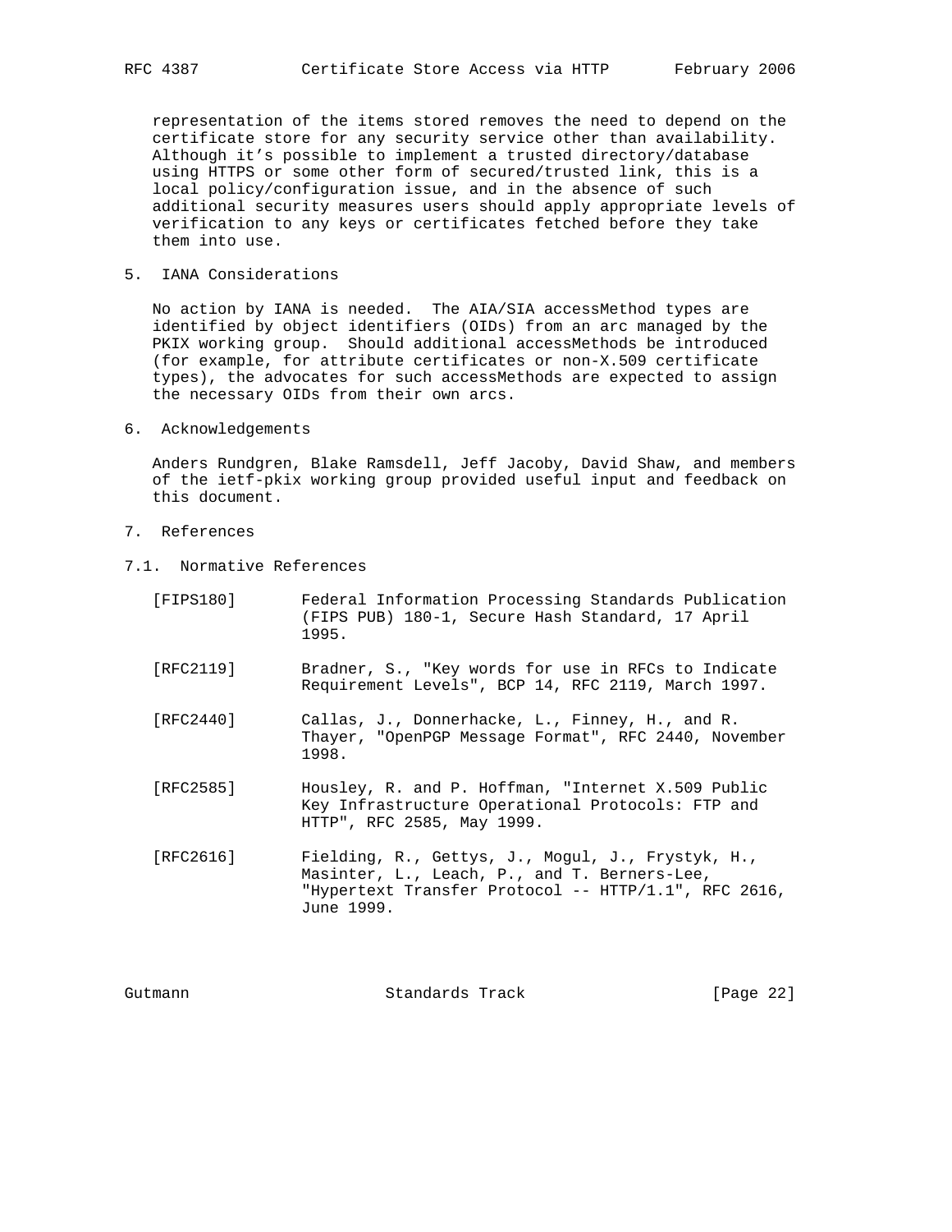representation of the items stored removes the need to depend on the certificate store for any security service other than availability. Although it's possible to implement a trusted directory/database using HTTPS or some other form of secured/trusted link, this is a local policy/configuration issue, and in the absence of such additional security measures users should apply appropriate levels of verification to any keys or certificates fetched before they take them into use.

## 5. IANA Considerations

No action by IANA is needed. The AIA/SIA accessMethod types are identified by object identifiers (OIDs) from an arc managed by the PKIX working group. Should additional accessMethods be introduced (for example, for attribute certificates or non-X.509 certificate types), the advocates for such accessMethods are expected to assign the necessary OIDs from their own arcs.

## 6. Acknowledgements

Anders Rundgren, Blake Ramsdell, Jeff Jacoby, David Shaw, and members of the ietf-pkix working group provided useful input and feedback on this document.

## 7. References

### 7.1. Normative References

[FIPS180] Federal Information Processing Standards Publication (FIPS PUB) 180-1, Secure Hash Standard, 17 April 1995.

[RFC2119] Bradner, S., "Key words for use in RFCs to Indicate Requirement Levels", BCP 14, RFC 2119, March 1997.

[RFC2440] Callas, J., Donnerhacke, L., Finney, H., and R. Thayer, "OpenPGP Message Format", RFC 2440, November 1998.

[RFC2585] Housley, R. and P. Hoffman, "Internet X.509 Public Key Infrastructure Operational Protocols: FTP and HTTP", RFC 2585, May 1999.

[RFC2616] Fielding, R., Gettys, J., Mogul, J., Frystyk, H., Masinter, L., Leach, P., and T. Berners-Lee, "Hypertext Transfer Protocol -- HTTP/1.1", RFC 2616, June 1999.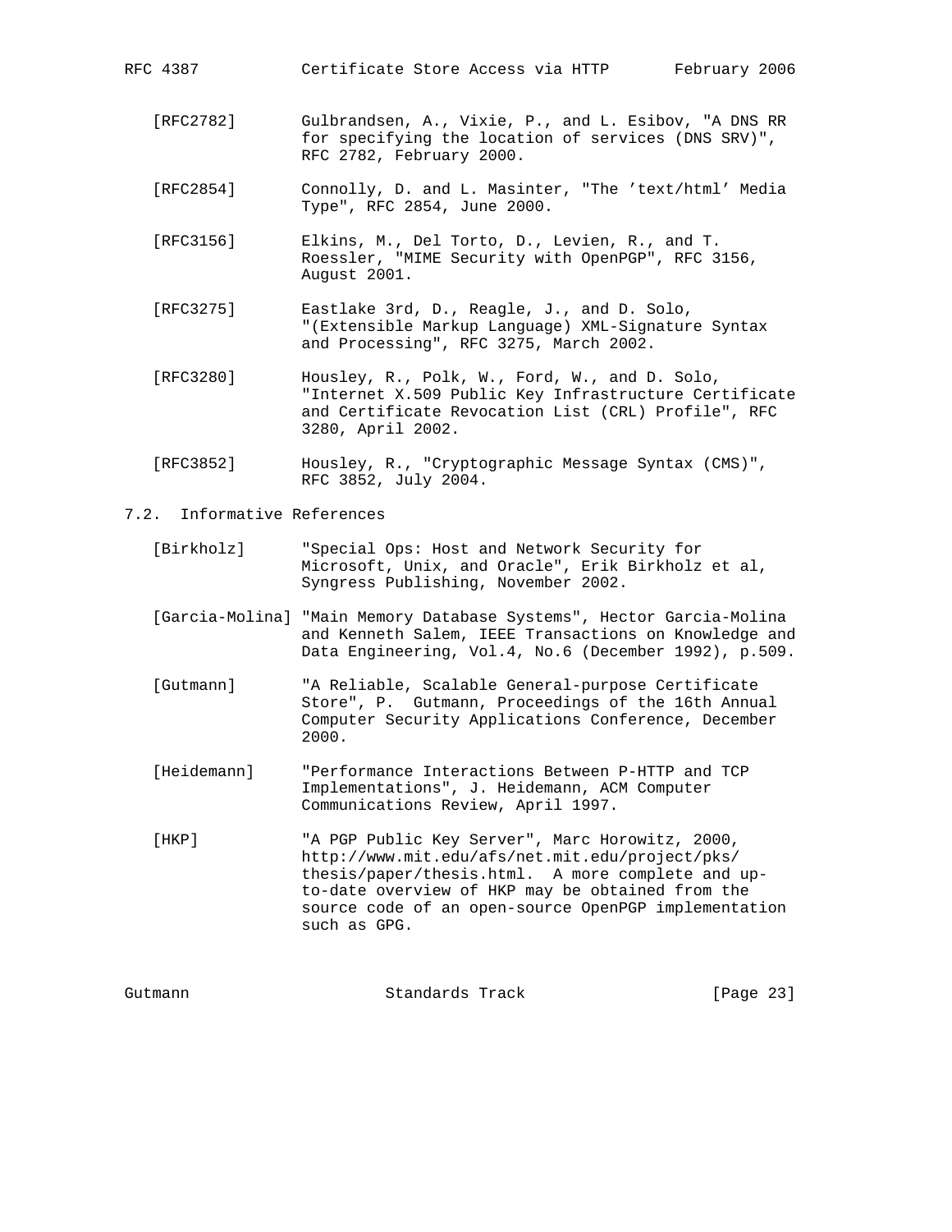[RFC2782] Gulbrandsen, A., Vixie, P., and L. Esibov, "A DNS RR for specifying the location of services (DNS SRV)", RFC 2782, February 2000.

[RFC2854] Connolly, D. and L. Masinter, "The 'text/html' Media Type", RFC 2854, June 2000.

[RFC3156] Elkins, M., Del Torto, D., Levien, R., and T. Roessler, "MIME Security with OpenPGP", RFC 3156, August 2001.

[RFC3275] Eastlake 3rd, D., Reagle, J., and D. Solo, "(Extensible Markup Language) XML-Signature Syntax and Processing", RFC 3275, March 2002.

[RFC3280] Housley, R., Polk, W., Ford, W., and D. Solo, "Internet X.509 Public Key Infrastructure Certificate and Certificate Revocation List (CRL) Profile", RFC 3280, April 2002.

[RFC3852] Housley, R., "Cryptographic Message Syntax (CMS)", RFC 3852, July 2004.

## 7.2. Informative References

[Birkholz] "Special Ops: Host and Network Security for Microsoft, Unix, and Oracle", Erik Birkholz et al, Syngress Publishing, November 2002.

[Garcia-Molina] "Main Memory Database Systems", Hector Garcia-Molina and Kenneth Salem, IEEE Transactions on Knowledge and Data Engineering, Vol.4, No.6 (December 1992), p.509.

[Gutmann] "A Reliable, Scalable General-purpose Certificate Store", P. Gutmann, Proceedings of the 16th Annual Computer Security Applications Conference, December 2000.

[Heidemann] "Performance Interactions Between P-HTTP and TCP Implementations", J. Heidemann, ACM Computer Communications Review, April 1997.

[HKP] "A PGP Public Key Server", Marc Horowitz, 2000, http://www.mit.edu/afs/net.mit.edu/project/pks/thesis/paper/thesis.html. A more complete and up-to-date overview of HKP may be obtained from the source code of an open-source OpenPGP implementation such as GPG.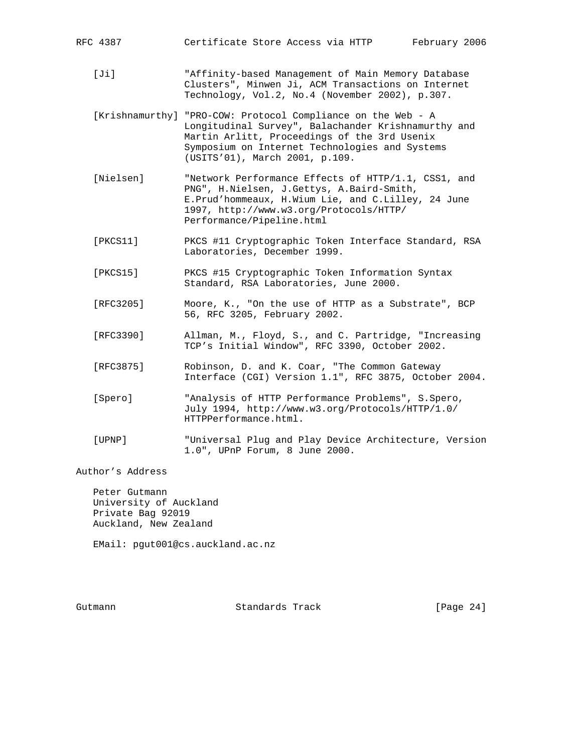[Ji] "Affinity-based Management of Main Memory Database Clusters", Minwen Ji, ACM Transactions on Internet Technology, Vol.2, No.4 (November 2002), p.307.

[Krishnamurthy] "PRO-COW: Protocol Compliance on the Web - A Longitudinal Survey", Balachander Krishnamurthy and Martin Arlitt, Proceedings of the 3rd Usenix Symposium on Internet Technologies and Systems (USITS'01), March 2001, p.109.

[Nielsen] "Network Performance Effects of HTTP/1.1, CSS1, and PNG", H.Nielsen, J.Gettys, A.Baird-Smith, E.Prud'hommeaux, H.Wium Lie, and C.Lilley, 24 June 1997, http://www.w3.org/Protocols/HTTP/Performance/Pipeline.html

[PKCS11] PKCS #11 Cryptographic Token Interface Standard, RSA Laboratories, December 1999.

[PKCS15] PKCS #15 Cryptographic Token Information Syntax Standard, RSA Laboratories, June 2000.

[RFC3205] Moore, K., "On the use of HTTP as a Substrate", BCP 56, RFC 3205, February 2002.

[RFC3390] Allman, M., Floyd, S., and C. Partridge, "Increasing TCP's Initial Window", RFC 3390, October 2002.

[RFC3875] Robinson, D. and K. Coar, "The Common Gateway Interface (CGI) Version 1.1", RFC 3875, October 2004.

[Spero] "Analysis of HTTP Performance Problems", S.Spero, July 1994, http://www.w3.org/Protocols/HTTP/1.0/HTTPPerformance.html.

[UPNP] "Universal Plug and Play Device Architecture, Version 1.0", UPnP Forum, 8 June 2000.

## Author's Address

Peter Gutmann
University of Auckland
Private Bag 92019
Auckland, New Zealand

EMail: pgut001@cs.auckland.ac.nz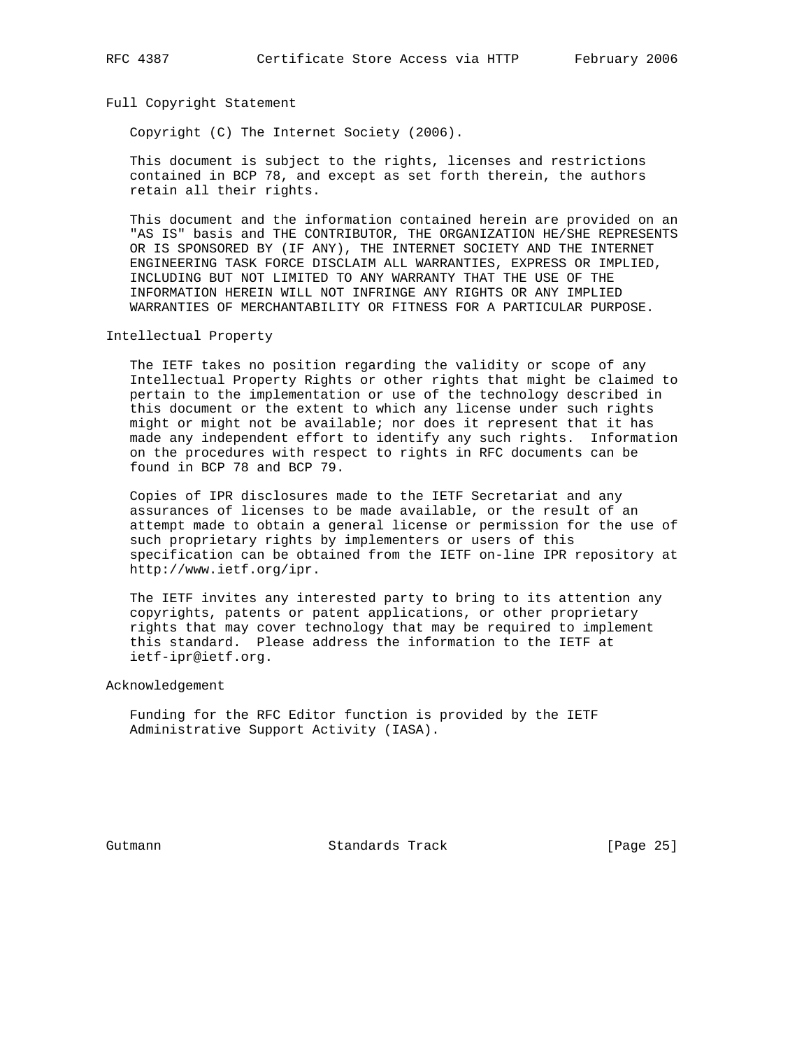## Full Copyright Statement

Copyright (C) The Internet Society (2006).

This document is subject to the rights, licenses and restrictions contained in BCP 78, and except as set forth therein, the authors retain all their rights.

This document and the information contained herein are provided on an "AS IS" basis and THE CONTRIBUTOR, THE ORGANIZATION HE/SHE REPRESENTS OR IS SPONSORED BY (IF ANY), THE INTERNET SOCIETY AND THE INTERNET ENGINEERING TASK FORCE DISCLAIM ALL WARRANTIES, EXPRESS OR IMPLIED, INCLUDING BUT NOT LIMITED TO ANY WARRANTY THAT THE USE OF THE INFORMATION HEREIN WILL NOT INFRINGE ANY RIGHTS OR ANY IMPLIED WARRANTIES OF MERCHANTABILITY OR FITNESS FOR A PARTICULAR PURPOSE.

## Intellectual Property

The IETF takes no position regarding the validity or scope of any Intellectual Property Rights or other rights that might be claimed to pertain to the implementation or use of the technology described in this document or the extent to which any license under such rights might or might not be available; nor does it represent that it has made any independent effort to identify any such rights. Information on the procedures with respect to rights in RFC documents can be found in BCP 78 and BCP 79.

Copies of IPR disclosures made to the IETF Secretariat and any assurances of licenses to be made available, or the result of an attempt made to obtain a general license or permission for the use of such proprietary rights by implementers or users of this specification can be obtained from the IETF on-line IPR repository at http://www.ietf.org/ipr.

The IETF invites any interested party to bring to its attention any copyrights, patents or patent applications, or other proprietary rights that may cover technology that may be required to implement this standard. Please address the information to the IETF at ietf-ipr@ietf.org.

## Acknowledgement

Funding for the RFC Editor function is provided by the IETF Administrative Support Activity (IASA).